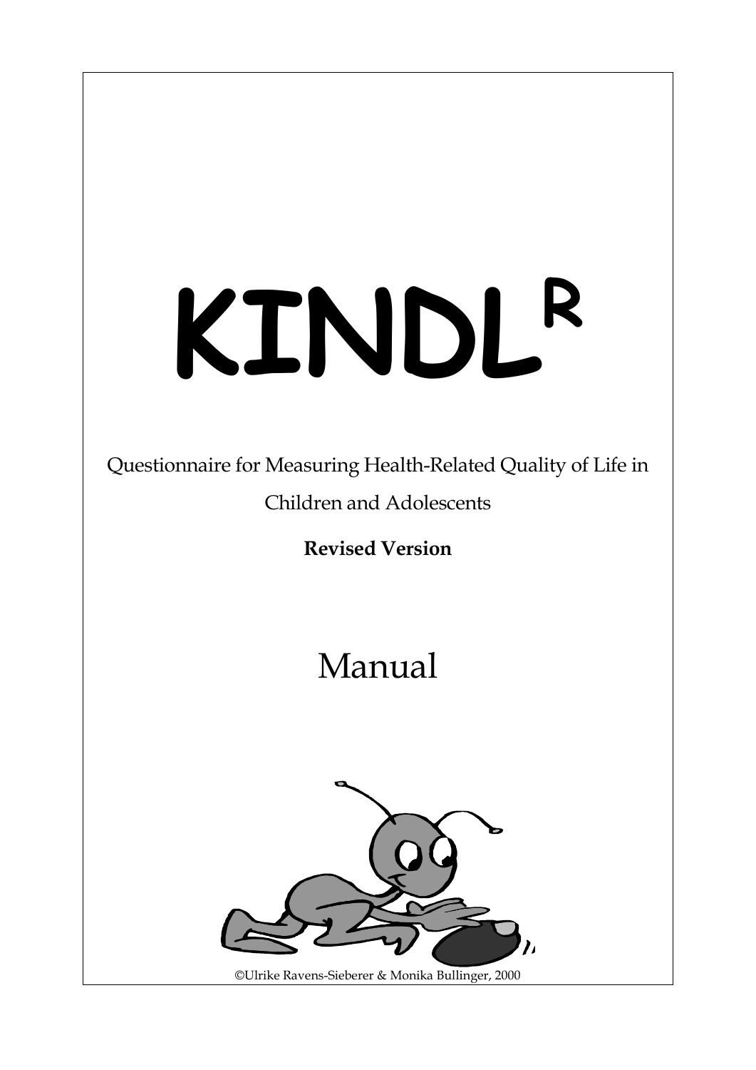# KINDL$^R$

Questionnaire for Measuring Health-Related Quality of Life in Children and Adolescents

**Revised Version**

## Manual

©Ulrike Ravens-Sieberer & Monika Bullinger, 2000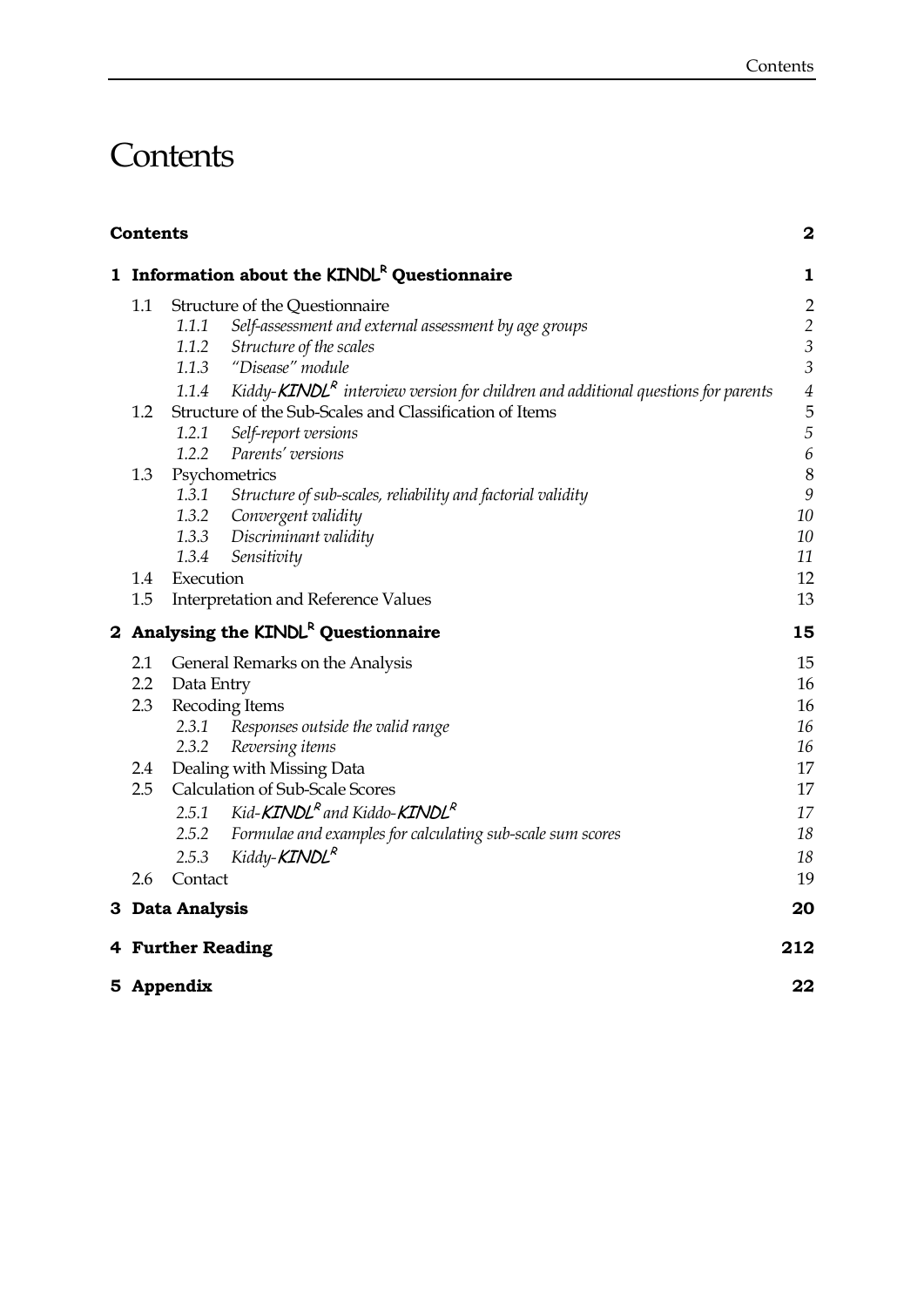# Contents

**Contents** **2**

**1 Information about the KINDL[R] Questionnaire** **1**

- 1.1 Structure of the Questionnaire 2
  - *1.1.1 Self-assessment and external assessment by age groups 2*
  - *1.1.2 Structure of the scales 3*
  - *1.1.3 "Disease" module 3*
  - *1.1.4 Kiddy-**KINDL**[R] interview version for children and additional questions for parents 4*
- 1.2 Structure of the Sub-Scales and Classification of Items 5
  - *1.2.1 Self-report versions 5*
  - *1.2.2 Parents' versions 6*
- 1.3 Psychometrics 8
  - *1.3.1 Structure of sub-scales, reliability and factorial validity 9*
  - *1.3.2 Convergent validity 10*
  - *1.3.3 Discriminant validity 10*
  - *1.3.4 Sensitivity 11*
- 1.4 Execution 12
- 1.5 Interpretation and Reference Values 13

**2 Analysing the KINDL[R] Questionnaire** **15**

- 2.1 General Remarks on the Analysis 15
- 2.2 Data Entry 16
- 2.3 Recoding Items 16
  - *2.3.1 Responses outside the valid range 16*
  - *2.3.2 Reversing items 16*
- 2.4 Dealing with Missing Data 17
- 2.5 Calculation of Sub-Scale Scores 17
  - *2.5.1 Kid-**KINDL**[R] and Kiddo-**KINDL**[R] 17*
  - *2.5.2 Formulae and examples for calculating sub-scale sum scores 18*
  - *2.5.3 Kiddy-**KINDL**[R] 18*
- 2.6 Contact 19

**3 Data Analysis** **20**

**4 Further Reading** **212**

**5 Appendix** **22**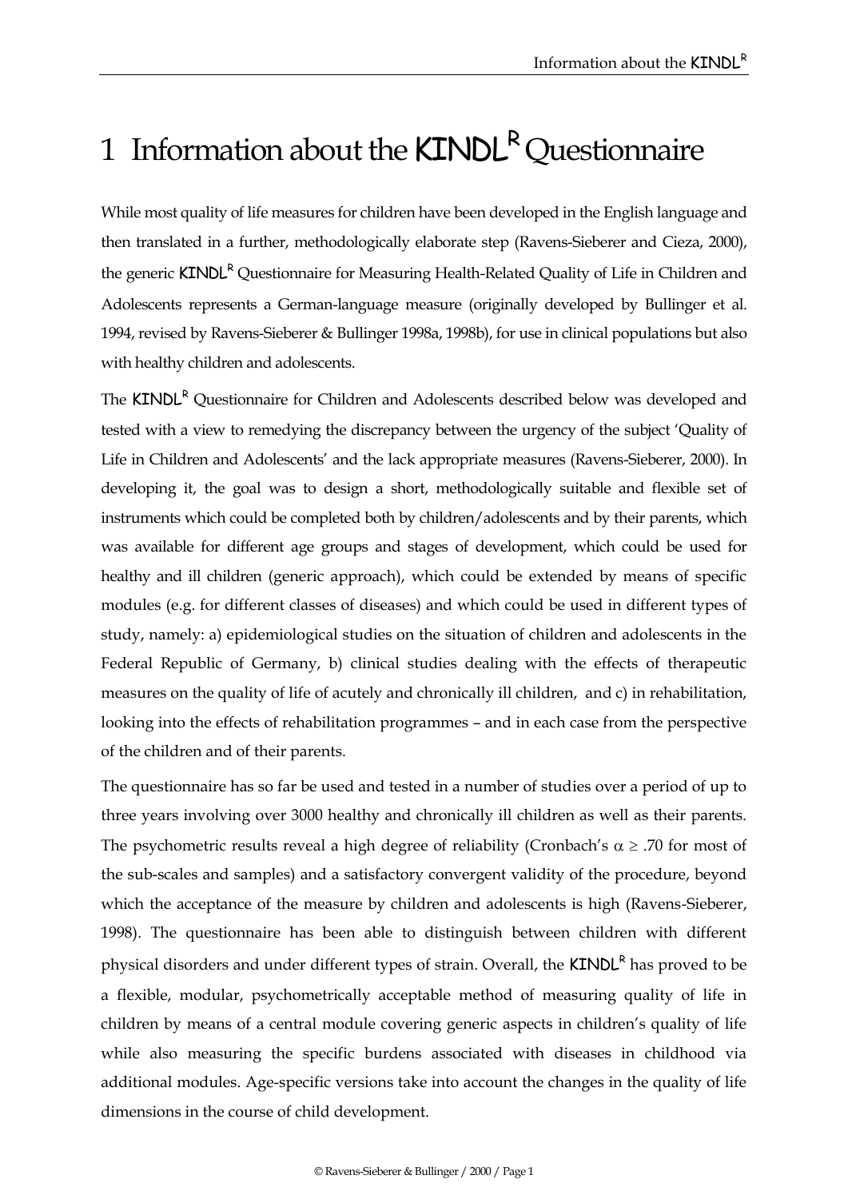# 1 Information about the KINDL$^R$ Questionnaire

While most quality of life measures for children have been developed in the English language and then translated in a further, methodologically elaborate step (Ravens-Sieberer and Cieza, 2000), the generic KINDL$^R$ Questionnaire for Measuring Health-Related Quality of Life in Children and Adolescents represents a German-language measure (originally developed by Bullinger et al. 1994, revised by Ravens-Sieberer & Bullinger 1998a, 1998b), for use in clinical populations but also with healthy children and adolescents.

The KINDL$^R$ Questionnaire for Children and Adolescents described below was developed and tested with a view to remedying the discrepancy between the urgency of the subject 'Quality of Life in Children and Adolescents' and the lack appropriate measures (Ravens-Sieberer, 2000). In developing it, the goal was to design a short, methodologically suitable and flexible set of instruments which could be completed both by children/adolescents and by their parents, which was available for different age groups and stages of development, which could be used for healthy and ill children (generic approach), which could be extended by means of specific modules (e.g. for different classes of diseases) and which could be used in different types of study, namely: a) epidemiological studies on the situation of children and adolescents in the Federal Republic of Germany, b) clinical studies dealing with the effects of therapeutic measures on the quality of life of acutely and chronically ill children, and c) in rehabilitation, looking into the effects of rehabilitation programmes – and in each case from the perspective of the children and of their parents.

The questionnaire has so far be used and tested in a number of studies over a period of up to three years involving over 3000 healthy and chronically ill children as well as their parents. The psychometric results reveal a high degree of reliability (Cronbach's $\alpha \geq .70$ for most of the sub-scales and samples) and a satisfactory convergent validity of the procedure, beyond which the acceptance of the measure by children and adolescents is high (Ravens-Sieberer, 1998). The questionnaire has been able to distinguish between children with different physical disorders and under different types of strain. Overall, the KINDL$^R$ has proved to be a flexible, modular, psychometrically acceptable method of measuring quality of life in children by means of a central module covering generic aspects in children's quality of life while also measuring the specific burdens associated with diseases in childhood via additional modules. Age-specific versions take into account the changes in the quality of life dimensions in the course of child development.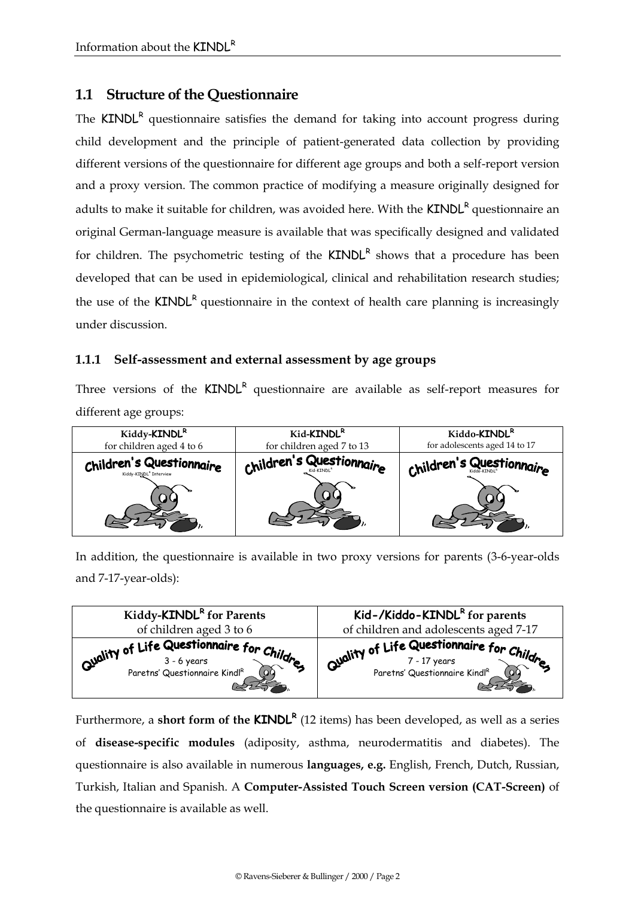## 1.1 Structure of the Questionnaire

The KINDL[R] questionnaire satisfies the demand for taking into account progress during child development and the principle of patient-generated data collection by providing different versions of the questionnaire for different age groups and both a self-report version and a proxy version. The common practice of modifying a measure originally designed for adults to make it suitable for children, was avoided here. With the KINDL[R] questionnaire an original German-language measure is available that was specifically designed and validated for children. The psychometric testing of the KINDL[R] shows that a procedure has been developed that can be used in epidemiological, clinical and rehabilitation research studies; the use of the KINDL[R] questionnaire in the context of health care planning is increasingly under discussion.

### 1.1.1 Self-assessment and external assessment by age groups

Three versions of the KINDL[R] questionnaire are available as self-report measures for different age groups:

| Kiddy-KINDL[R] for children aged 4 to 6 | Kid-KINDL[R] for children aged 7 to 13 | Kiddo-KINDL[R] for adolescents aged 14 to 17 |
|---|---|---|
| Children's Questionnaire Kiddy-KINDL[R] Interview | Children's Questionnaire Kid-KINDL[R] | Children's Questionnaire Kiddo-KINDL[R] |

In addition, the questionnaire is available in two proxy versions for parents (3-6-year-olds and 7-17-year-olds):

| Kiddy-KINDL[R] for Parents of children aged 3 to 6 | Kid-/Kiddo-KINDL[R] for parents of children and adolescents aged 7-17 |
|---|---|
| Quality of Life Questionnaire for Children 3 - 6 years Paretns' Questionnaire Kindl[R] | Quality of Life Questionnaire for Children 7 - 17 years Paretns' Questionnaire Kindl[R] |

Furthermore, a **short form of the KINDL[R]** (12 items) has been developed, as well as a series of **disease-specific modules** (adiposity, asthma, neurodermatitis and diabetes). The questionnaire is also available in numerous **languages, e.g.** English, French, Dutch, Russian, Turkish, Italian and Spanish. A **Computer-Assisted Touch Screen version (CAT-Screen)** of the questionnaire is available as well.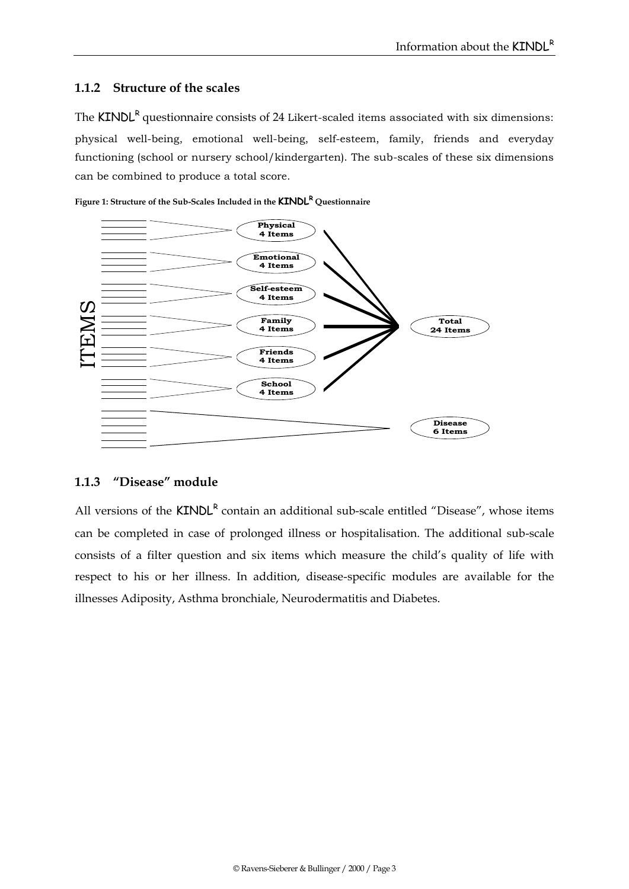### 1.1.2 Structure of the scales

The KINDL[R] questionnaire consists of 24 Likert-scaled items associated with six dimensions: physical well-being, emotional well-being, self-esteem, family, friends and everyday functioning (school or nursery school/kindergarten). The sub-scales of these six dimensions can be combined to produce a total score.

**Figure 1: Structure of the Sub-Scales Included in the KINDL[R] Questionnaire**

ITEMS

Physical 4 Items

Emotional 4 Items

Self-esteem 4 Items

Family 4 Items

Friends 4 Items

School 4 Items

Total 24 Items

Disease 6 Items

### 1.1.3 "Disease" module

All versions of the KINDL[R] contain an additional sub-scale entitled "Disease", whose items can be completed in case of prolonged illness or hospitalisation. The additional sub-scale consists of a filter question and six items which measure the child's quality of life with respect to his or her illness. In addition, disease-specific modules are available for the illnesses Adiposity, Asthma bronchiale, Neurodermatitis and Diabetes.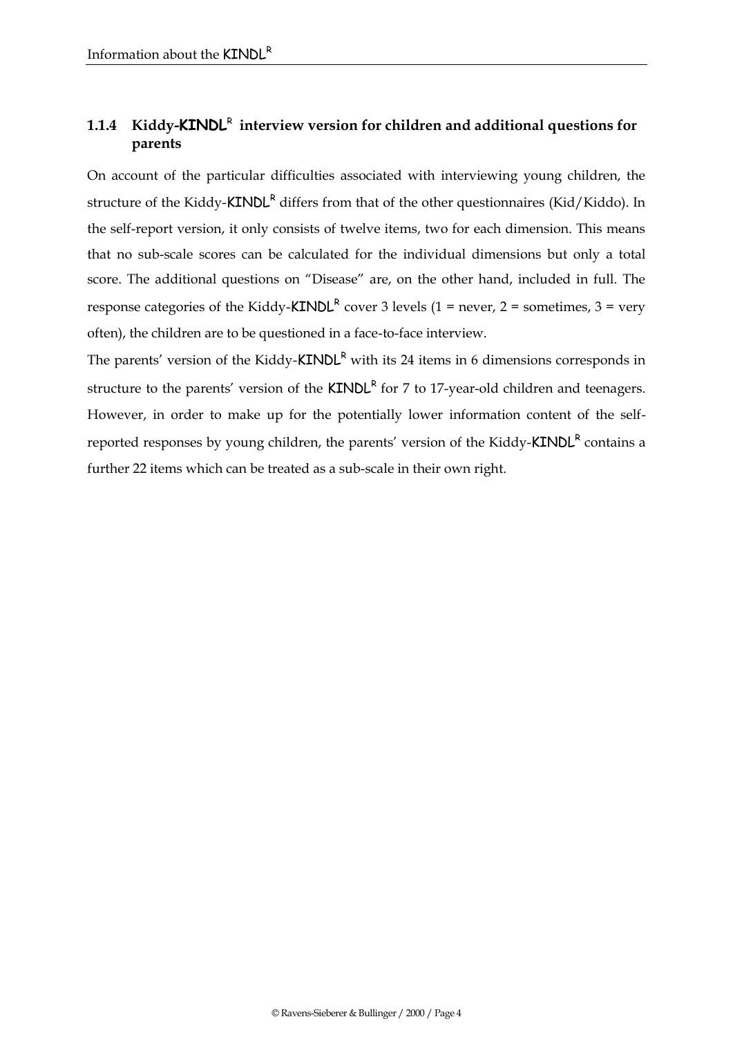### 1.1.4 Kiddy-KINDL[R] interview version for children and additional questions for parents

On account of the particular difficulties associated with interviewing young children, the structure of the Kiddy-KINDL[R] differs from that of the other questionnaires (Kid/Kiddo). In the self-report version, it only consists of twelve items, two for each dimension. This means that no sub-scale scores can be calculated for the individual dimensions but only a total score. The additional questions on "Disease" are, on the other hand, included in full. The response categories of the Kiddy-KINDL[R] cover 3 levels (1 = never, 2 = sometimes, 3 = very often), the children are to be questioned in a face-to-face interview.

The parents' version of the Kiddy-KINDL[R] with its 24 items in 6 dimensions corresponds in structure to the parents' version of the KINDL[R] for 7 to 17-year-old children and teenagers. However, in order to make up for the potentially lower information content of the self-reported responses by young children, the parents' version of the Kiddy-KINDL[R] contains a further 22 items which can be treated as a sub-scale in their own right.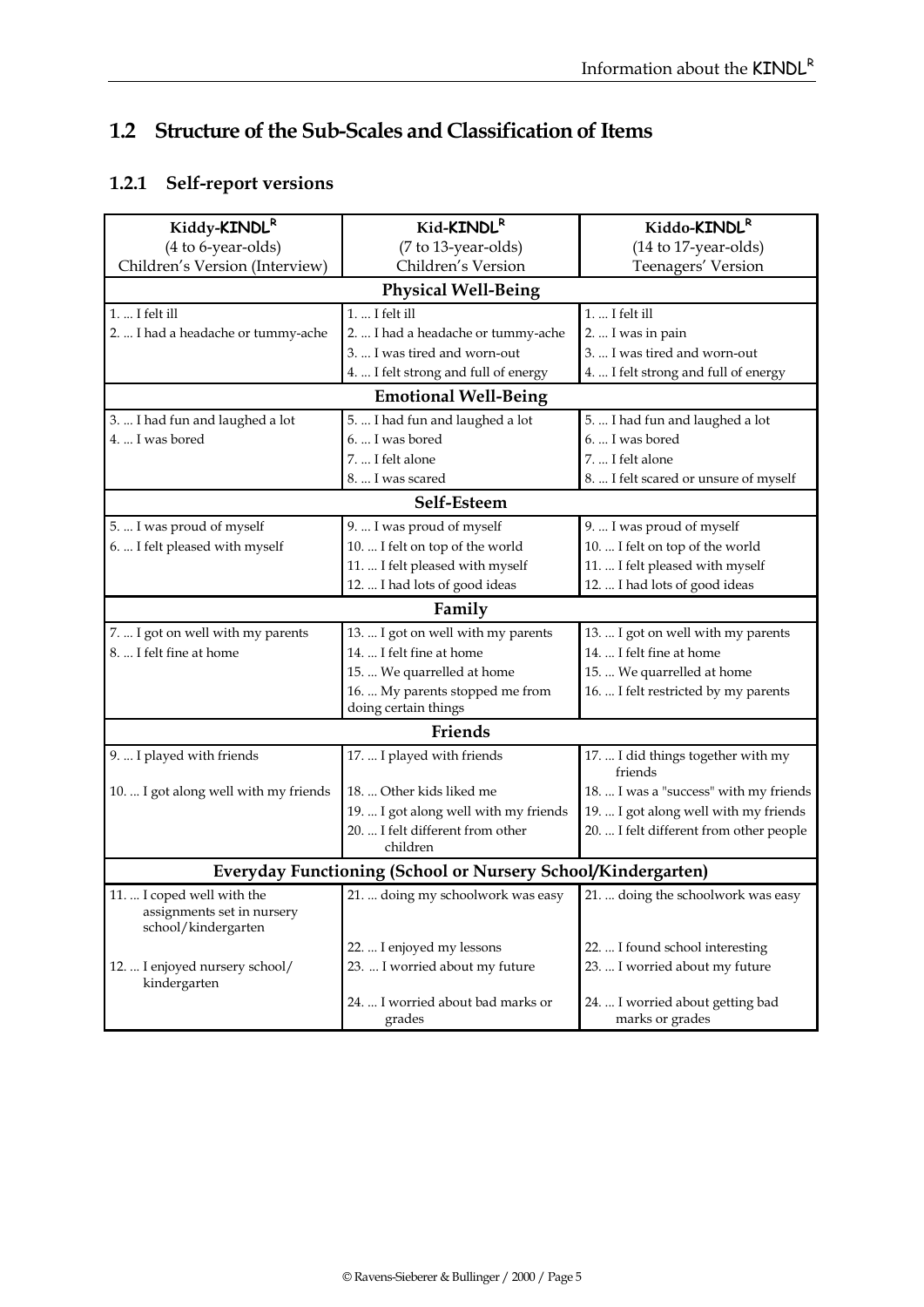## 1.2 Structure of the Sub-Scales and Classification of Items

### 1.2.1 Self-report versions

| Kiddy-KINDL$^R$ (4 to 6-year-olds) Children's Version (Interview) | Kid-KINDL$^R$ (7 to 13-year-olds) Children's Version | Kiddo-KINDL$^R$ (14 to 17-year-olds) Teenagers' Version |
|---|---|---|
| **Physical Well-Being** | | |
| 1. ... I felt ill | 1. ... I felt ill | 1. ... I felt ill |
| 2. ... I had a headache or tummy-ache | 2. ... I had a headache or tummy-ache | 2. ... I was in pain |
| | 3. ... I was tired and worn-out | 3. ... I was tired and worn-out |
| | 4. ... I felt strong and full of energy | 4. ... I felt strong and full of energy |
| **Emotional Well-Being** | | |
| 3. ... I had fun and laughed a lot | 5. ... I had fun and laughed a lot | 5. ... I had fun and laughed a lot |
| 4. ... I was bored | 6. ... I was bored | 6. ... I was bored |
| | 7. ... I felt alone | 7. ... I felt alone |
| | 8. ... I was scared | 8. ... I felt scared or unsure of myself |
| **Self-Esteem** | | |
| 5. ... I was proud of myself | 9. ... I was proud of myself | 9. ... I was proud of myself |
| 6. ... I felt pleased with myself | 10. ... I felt on top of the world | 10. ... I felt on top of the world |
| | 11. ... I felt pleased with myself | 11. ... I felt pleased with myself |
| | 12. ... I had lots of good ideas | 12. ... I had lots of good ideas |
| **Family** | | |
| 7. ... I got on well with my parents | 13. ... I got on well with my parents | 13. ... I got on well with my parents |
| 8. ... I felt fine at home | 14. ... I felt fine at home | 14. ... I felt fine at home |
| | 15. ... We quarrelled at home | 15. ... We quarrelled at home |
| | 16. ... My parents stopped me from doing certain things | 16. ... I felt restricted by my parents |
| **Friends** | | |
| 9. ... I played with friends | 17. ... I played with friends | 17. ... I did things together with my friends |
| 10. ... I got along well with my friends | 18. ... Other kids liked me | 18. ... I was a "success" with my friends |
| | 19. ... I got along well with my friends | 19. ... I got along well with my friends |
| | 20. ... I felt different from other children | 20. ... I felt different from other people |
| **Everyday Functioning (School or Nursery School/Kindergarten)** | | |
| 11. ... I coped well with the assignments set in nursery school/kindergarten | 21. ... doing my schoolwork was easy | 21. ... doing the schoolwork was easy |
| | 22. ... I enjoyed my lessons | 22. ... I found school interesting |
| 12. ... I enjoyed nursery school/ kindergarten | 23. ... I worried about my future | 23. ... I worried about my future |
| | 24. ... I worried about bad marks or grades | 24. ... I worried about getting bad marks or grades |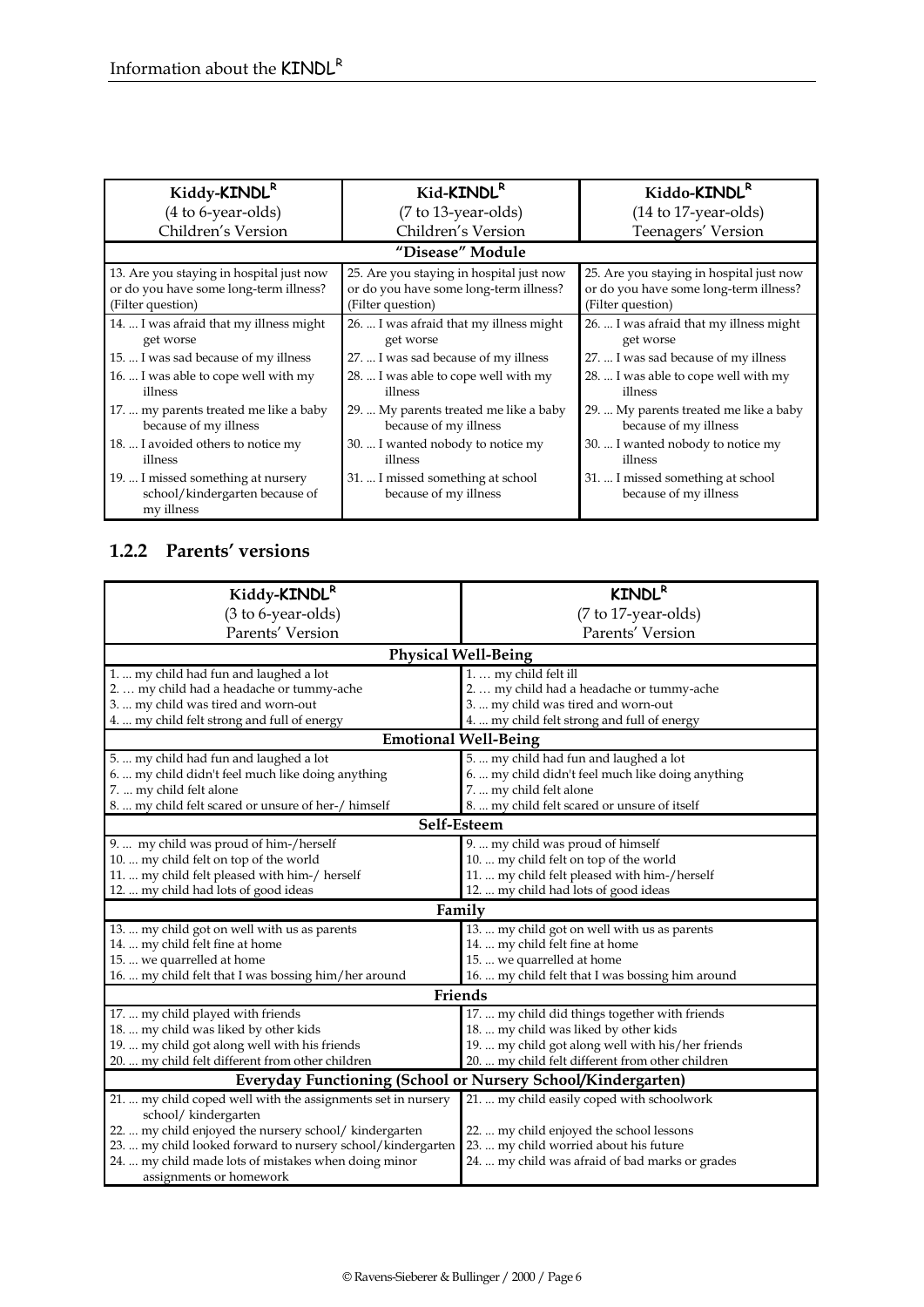| Kiddy-KINDL[R] (4 to 6-year-olds) Children's Version | Kid-KINDL[R] (7 to 13-year-olds) Children's Version | Kiddo-KINDL[R] (14 to 17-year-olds) Teenagers' Version |
|---|---|---|
| **"Disease" Module** | | |
| 13. Are you staying in hospital just now or do you have some long-term illness? (Filter question) | 25. Are you staying in hospital just now or do you have some long-term illness? (Filter question) | 25. Are you staying in hospital just now or do you have some long-term illness? (Filter question) |
| 14. ... I was afraid that my illness might get worse | 26. ... I was afraid that my illness might get worse | 26. ... I was afraid that my illness might get worse |
| 15. ... I was sad because of my illness | 27. ... I was sad because of my illness | 27. ... I was sad because of my illness |
| 16. ... I was able to cope well with my illness | 28. ... I was able to cope well with my illness | 28. ... I was able to cope well with my illness |
| 17. ... my parents treated me like a baby because of my illness | 29. ... My parents treated me like a baby because of my illness | 29. ... My parents treated me like a baby because of my illness |
| 18. ... I avoided others to notice my illness | 30. ... I wanted nobody to notice my illness | 30. ... I wanted nobody to notice my illness |
| 19. ... I missed something at nursery school/kindergarten because of my illness | 31. ... I missed something at school because of my illness | 31. ... I missed something at school because of my illness |

### 1.2.2 Parents' versions

| Kiddy-KINDL[R] (3 to 6-year-olds) Parents' Version | KINDL[R] (7 to 17-year-olds) Parents' Version |
|---|---|
| **Physical Well-Being** | |
| 1. ... my child had fun and laughed a lot | 1. … my child felt ill |
| 2. … my child had a headache or tummy-ache | 2. … my child had a headache or tummy-ache |
| 3. ... my child was tired and worn-out | 3. ... my child was tired and worn-out |
| 4. ... my child felt strong and full of energy | 4. ... my child felt strong and full of energy |
| **Emotional Well-Being** | |
| 5. ... my child had fun and laughed a lot | 5. ... my child had fun and laughed a lot |
| 6. ... my child didn't feel much like doing anything | 6. ... my child didn't feel much like doing anything |
| 7. ... my child felt alone | 7. ... my child felt alone |
| 8. ... my child felt scared or unsure of her-/ himself | 8. ... my child felt scared or unsure of itself |
| **Self-Esteem** | |
| 9. ... my child was proud of him-/herself | 9. ... my child was proud of himself |
| 10. ... my child felt on top of the world | 10. ... my child felt on top of the world |
| 11. ... my child felt pleased with him-/ herself | 11. ... my child felt pleased with him-/herself |
| 12. ... my child had lots of good ideas | 12. ... my child had lots of good ideas |
| **Family** | |
| 13. ... my child got on well with us as parents | 13. ... my child got on well with us as parents |
| 14. ... my child felt fine at home | 14. ... my child felt fine at home |
| 15. ... we quarrelled at home | 15. ... we quarrelled at home |
| 16. ... my child felt that I was bossing him/her around | 16. ... my child felt that I was bossing him around |
| **Friends** | |
| 17. ... my child played with friends | 17. ... my child did things together with friends |
| 18. ... my child was liked by other kids | 18. ... my child was liked by other kids |
| 19. ... my child got along well with his friends | 19. ... my child got along well with his/her friends |
| 20. ... my child felt different from other children | 20. ... my child felt different from other children |
| **Everyday Functioning (School or Nursery School/Kindergarten)** | |
| 21. ... my child coped well with the assignments set in nursery school/ kindergarten | 21. ... my child easily coped with schoolwork |
| 22. ... my child enjoyed the nursery school/ kindergarten | 22. ... my child enjoyed the school lessons |
| 23. ... my child looked forward to nursery school/kindergarten | 23. ... my child worried about his future |
| 24. ... my child made lots of mistakes when doing minor assignments or homework | 24. ... my child was afraid of bad marks or grades |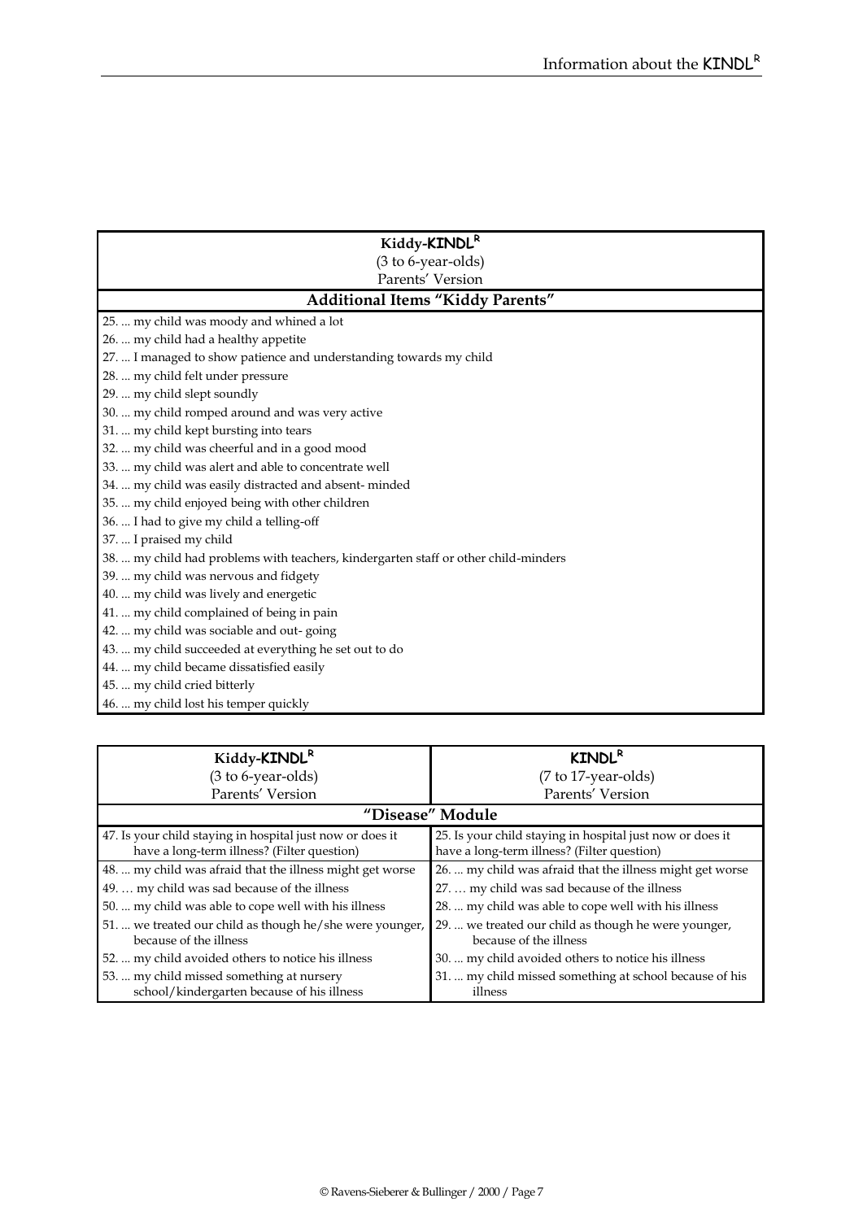| Kiddy-KINDL[R] (3 to 6-year-olds) Parents' Version |
|---|
| **Additional Items "Kiddy Parents"** |
| 25. ... my child was moody and whined a lot |
| 26. ... my child had a healthy appetite |
| 27. ... I managed to show patience and understanding towards my child |
| 28. ... my child felt under pressure |
| 29. ... my child slept soundly |
| 30. ... my child romped around and was very active |
| 31. ... my child kept bursting into tears |
| 32. ... my child was cheerful and in a good mood |
| 33. ... my child was alert and able to concentrate well |
| 34. ... my child was easily distracted and absent- minded |
| 35. ... my child enjoyed being with other children |
| 36. ... I had to give my child a telling-off |
| 37. ... I praised my child |
| 38. ... my child had problems with teachers, kindergarten staff or other child-minders |
| 39. ... my child was nervous and fidgety |
| 40. ... my child was lively and energetic |
| 41. ... my child complained of being in pain |
| 42. ... my child was sociable and out- going |
| 43. ... my child succeeded at everything he set out to do |
| 44. ... my child became dissatisfied easily |
| 45. ... my child cried bitterly |
| 46. ... my child lost his temper quickly |

| Kiddy-KINDL[R] (3 to 6-year-olds) Parents' Version | KINDL[R] (7 to 17-year-olds) Parents' Version |
|---|---|
| **"Disease" Module** | |
| 47. Is your child staying in hospital just now or does it have a long-term illness? (Filter question) | 25. Is your child staying in hospital just now or does it have a long-term illness? (Filter question) |
| 48. ... my child was afraid that the illness might get worse | 26. ... my child was afraid that the illness might get worse |
| 49. … my child was sad because of the illness | 27. … my child was sad because of the illness |
| 50. ... my child was able to cope well with his illness | 28. ... my child was able to cope well with his illness |
| 51. ... we treated our child as though he/she were younger, because of the illness | 29. ... we treated our child as though he were younger, because of the illness |
| 52. ... my child avoided others to notice his illness | 30. ... my child avoided others to notice his illness |
| 53. ... my child missed something at nursery school/kindergarten because of his illness | 31. ... my child missed something at school because of his illness |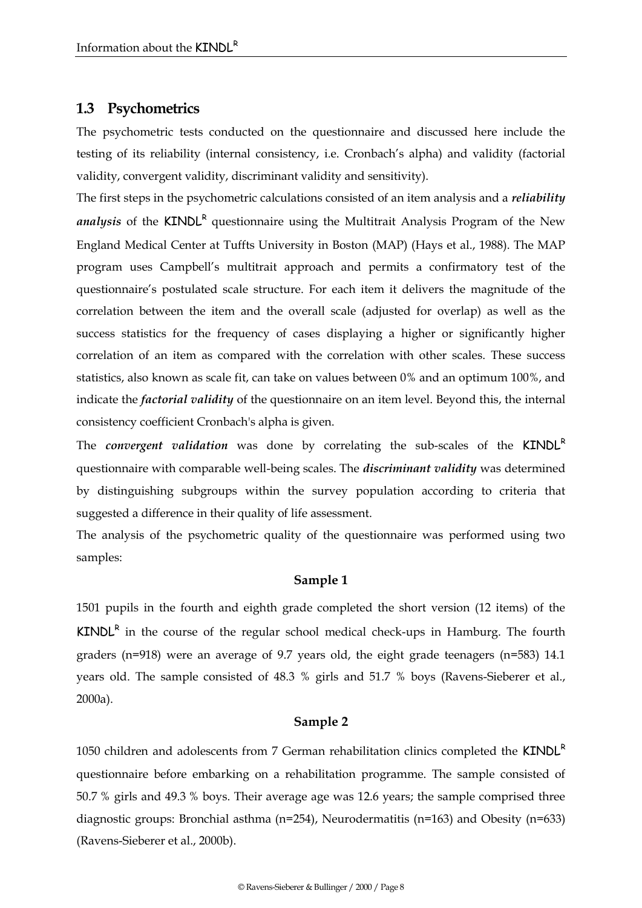## 1.3 Psychometrics

The psychometric tests conducted on the questionnaire and discussed here include the testing of its reliability (internal consistency, i.e. Cronbach's alpha) and validity (factorial validity, convergent validity, discriminant validity and sensitivity).

The first steps in the psychometric calculations consisted of an item analysis and a ***reliability analysis*** of the KINDL$^R$ questionnaire using the Multitrait Analysis Program of the New England Medical Center at Tuffts University in Boston (MAP) (Hays et al., 1988). The MAP program uses Campbell's multitrait approach and permits a confirmatory test of the questionnaire's postulated scale structure. For each item it delivers the magnitude of the correlation between the item and the overall scale (adjusted for overlap) as well as the success statistics for the frequency of cases displaying a higher or significantly higher correlation of an item as compared with the correlation with other scales. These success statistics, also known as scale fit, can take on values between 0% and an optimum 100%, and indicate the ***factorial validity*** of the questionnaire on an item level. Beyond this, the internal consistency coefficient Cronbach's alpha is given.

The ***convergent validation*** was done by correlating the sub-scales of the KINDL$^R$ questionnaire with comparable well-being scales. The ***discriminant validity*** was determined by distinguishing subgroups within the survey population according to criteria that suggested a difference in their quality of life assessment.

The analysis of the psychometric quality of the questionnaire was performed using two samples:

**Sample 1**

1501 pupils in the fourth and eighth grade completed the short version (12 items) of the KINDL$^R$ in the course of the regular school medical check-ups in Hamburg. The fourth graders (n=918) were an average of 9.7 years old, the eight grade teenagers (n=583) 14.1 years old. The sample consisted of 48.3 % girls and 51.7 % boys (Ravens-Sieberer et al., 2000a).

**Sample 2**

1050 children and adolescents from 7 German rehabilitation clinics completed the KINDL$^R$ questionnaire before embarking on a rehabilitation programme. The sample consisted of 50.7 % girls and 49.3 % boys. Their average age was 12.6 years; the sample comprised three diagnostic groups: Bronchial asthma (n=254), Neurodermatitis (n=163) and Obesity (n=633) (Ravens-Sieberer et al., 2000b).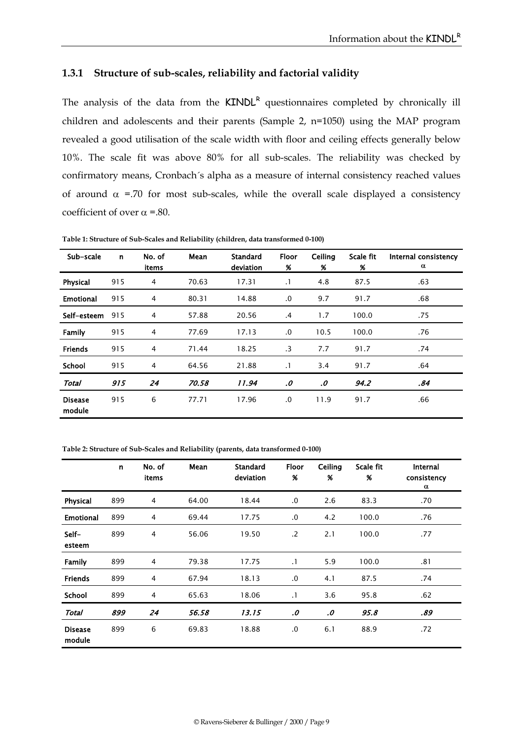### 1.3.1 Structure of sub-scales, reliability and factorial validity

The analysis of the data from the KINDL$^R$ questionnaires completed by chronically ill children and adolescents and their parents (Sample 2, n=1050) using the MAP program revealed a good utilisation of the scale width with floor and ceiling effects generally below 10%. The scale fit was above 80% for all sub-scales. The reliability was checked by confirmatory means, Cronbach´s alpha as a measure of internal consistency reached values of around $\alpha$ =.70 for most sub-scales, while the overall scale displayed a consistency coefficient of over $\alpha$ =.80.

**Table 1: Structure of Sub-Scales and Reliability (children, data transformed 0-100)**

| Sub-scale | n | No. of items | Mean | Standard deviation | Floor % | Ceiling % | Scale fit % | Internal consistency $\alpha$ |
|---|---|---|---|---|---|---|---|---|
| **Physical** | 915 | 4 | 70.63 | 17.31 | .1 | 4.8 | 87.5 | .63 |
| **Emotional** | 915 | 4 | 80.31 | 14.88 | .0 | 9.7 | 91.7 | .68 |
| **Self-esteem** | 915 | 4 | 57.88 | 20.56 | .4 | 1.7 | 100.0 | .75 |
| **Family** | 915 | 4 | 77.69 | 17.13 | .0 | 10.5 | 100.0 | .76 |
| **Friends** | 915 | 4 | 71.44 | 18.25 | .3 | 7.7 | 91.7 | .74 |
| **School** | 915 | 4 | 64.56 | 21.88 | .1 | 3.4 | 91.7 | .64 |
| ***Total*** | ***915*** | ***24*** | ***70.58*** | ***11.94*** | ***.0*** | ***.0*** | ***94.2*** | ***.84*** |
| **Disease module** | 915 | 6 | 77.71 | 17.96 | .0 | 11.9 | 91.7 | .66 |

**Table 2: Structure of Sub-Scales and Reliability (parents, data transformed 0-100)**

| | n | No. of items | Mean | Standard deviation | Floor % | Ceiling % | Scale fit % | Internal consistency $\alpha$ |
|---|---|---|---|---|---|---|---|---|
| **Physical** | 899 | 4 | 64.00 | 18.44 | .0 | 2.6 | 83.3 | .70 |
| **Emotional** | 899 | 4 | 69.44 | 17.75 | .0 | 4.2 | 100.0 | .76 |
| **Self-esteem** | 899 | 4 | 56.06 | 19.50 | .2 | 2.1 | 100.0 | .77 |
| **Family** | 899 | 4 | 79.38 | 17.75 | .1 | 5.9 | 100.0 | .81 |
| **Friends** | 899 | 4 | 67.94 | 18.13 | .0 | 4.1 | 87.5 | .74 |
| **School** | 899 | 4 | 65.63 | 18.06 | .1 | 3.6 | 95.8 | .62 |
| ***Total*** | ***899*** | ***24*** | ***56.58*** | ***13.15*** | ***.0*** | ***.0*** | ***95.8*** | ***.89*** |
| **Disease module** | 899 | 6 | 69.83 | 18.88 | .0 | 6.1 | 88.9 | .72 |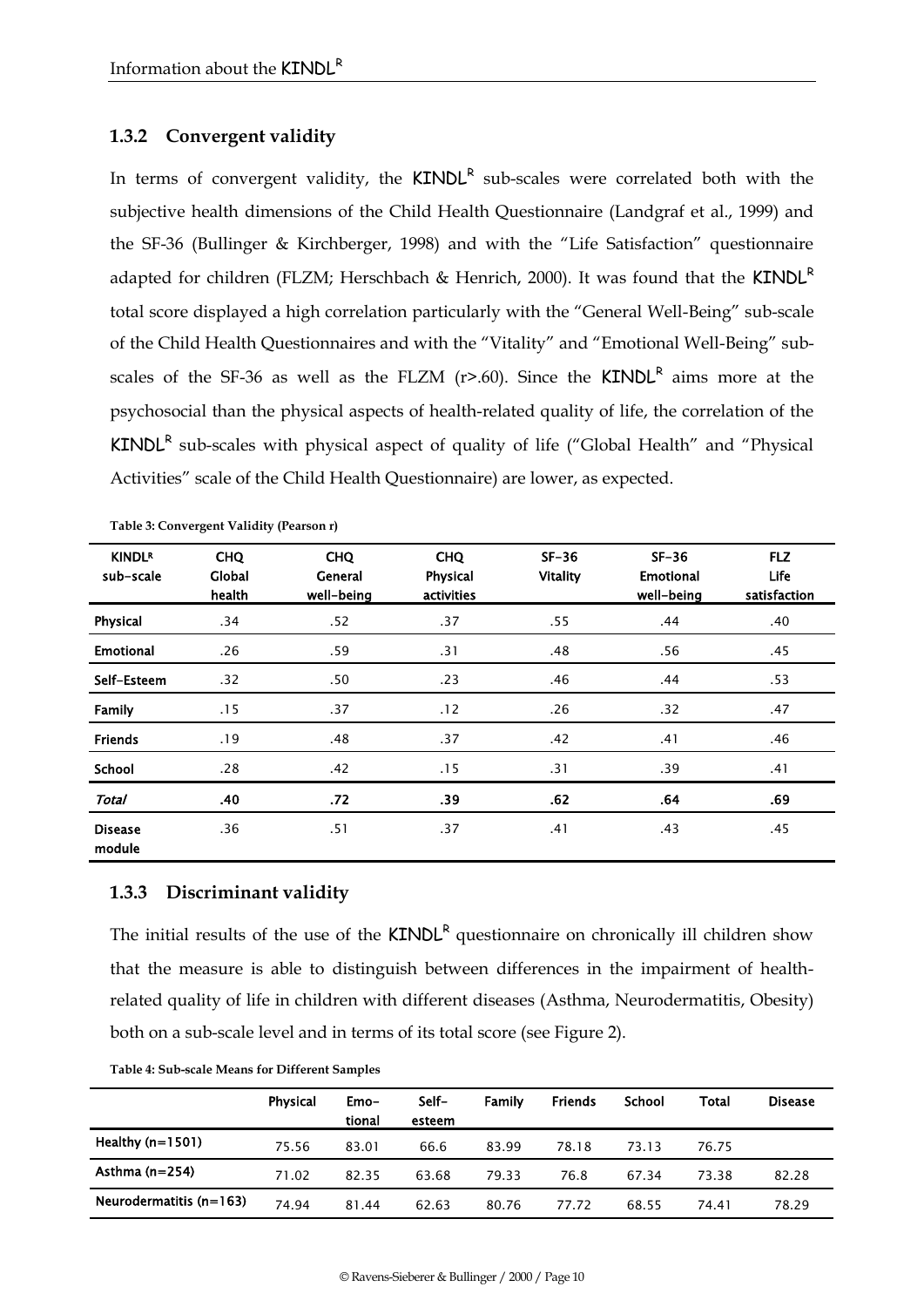### 1.3.2 Convergent validity

In terms of convergent validity, the KINDL[R] sub-scales were correlated both with the subjective health dimensions of the Child Health Questionnaire (Landgraf et al., 1999) and the SF-36 (Bullinger & Kirchberger, 1998) and with the "Life Satisfaction" questionnaire adapted for children (FLZM; Herschbach & Henrich, 2000). It was found that the KINDL[R] total score displayed a high correlation particularly with the "General Well-Being" sub-scale of the Child Health Questionnaires and with the "Vitality" and "Emotional Well-Being" sub-scales of the SF-36 as well as the FLZM (r>.60). Since the KINDL[R] aims more at the psychosocial than the physical aspects of health-related quality of life, the correlation of the KINDL[R] sub-scales with physical aspect of quality of life ("Global Health" and "Physical Activities" scale of the Child Health Questionnaire) are lower, as expected.

**Table 3: Convergent Validity (Pearson r)**

| KINDL[R] sub-scale | CHQ Global health | CHQ General well-being | CHQ Physical activities | SF-36 Vitality | SF-36 Emotional well-being | FLZ Life satisfaction |
|---|---|---|---|---|---|---|
| Physical | .34 | .52 | .37 | .55 | .44 | .40 |
| Emotional | .26 | .59 | .31 | .48 | .56 | .45 |
| Self-Esteem | .32 | .50 | .23 | .46 | .44 | .53 |
| Family | .15 | .37 | .12 | .26 | .32 | .47 |
| Friends | .19 | .48 | .37 | .42 | .41 | .46 |
| School | .28 | .42 | .15 | .31 | .39 | .41 |
| ***Total*** | **.40** | **.72** | **.39** | **.62** | **.64** | **.69** |
| Disease module | .36 | .51 | .37 | .41 | .43 | .45 |

### 1.3.3 Discriminant validity

The initial results of the use of the KINDL[R] questionnaire on chronically ill children show that the measure is able to distinguish between differences in the impairment of health-related quality of life in children with different diseases (Asthma, Neurodermatitis, Obesity) both on a sub-scale level and in terms of its total score (see Figure 2).

**Table 4: Sub-scale Means for Different Samples**

| | Physical | Emo-tional | Self-esteem | Family | Friends | School | Total | Disease |
|---|---|---|---|---|---|---|---|---|
| Healthy (n=1501) | 75.56 | 83.01 | 66.6 | 83.99 | 78.18 | 73.13 | 76.75 | |
| Asthma (n=254) | 71.02 | 82.35 | 63.68 | 79.33 | 76.8 | 67.34 | 73.38 | 82.28 |
| Neurodermatitis (n=163) | 74.94 | 81.44 | 62.63 | 80.76 | 77.72 | 68.55 | 74.41 | 78.29 |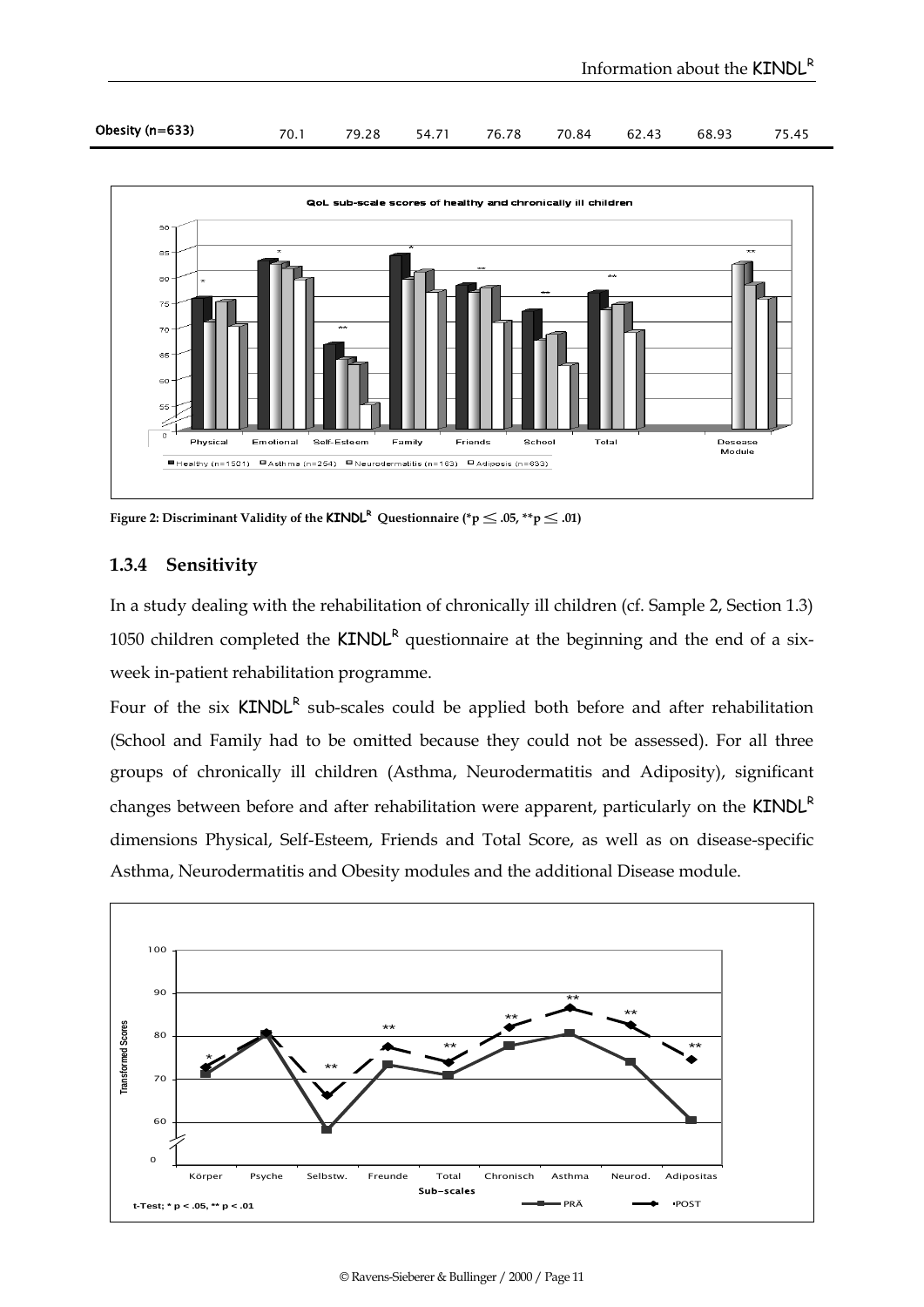| Obesity (n=633) | 70.1 | 79.28 | 54.71 | 76.78 | 70.84 | 62.43 | 68.93 | 75.45 |
|---|---|---|---|---|---|---|---|---|

**Figure 2: Discriminant Validity of the KINDL$^R$ Questionnaire (*p ≤ .05, **p ≤ .01)**

### 1.3.4 Sensitivity

In a study dealing with the rehabilitation of chronically ill children (cf. Sample 2, Section 1.3) 1050 children completed the KINDL$^R$ questionnaire at the beginning and the end of a six-week in-patient rehabilitation programme.

Four of the six KINDL$^R$ sub-scales could be applied both before and after rehabilitation (School and Family had to be omitted because they could not be assessed). For all three groups of chronically ill children (Asthma, Neurodermatitis and Adiposity), significant changes between before and after rehabilitation were apparent, particularly on the KINDL$^R$ dimensions Physical, Self-Esteem, Friends and Total Score, as well as on disease-specific Asthma, Neurodermatitis and Obesity modules and the additional Disease module.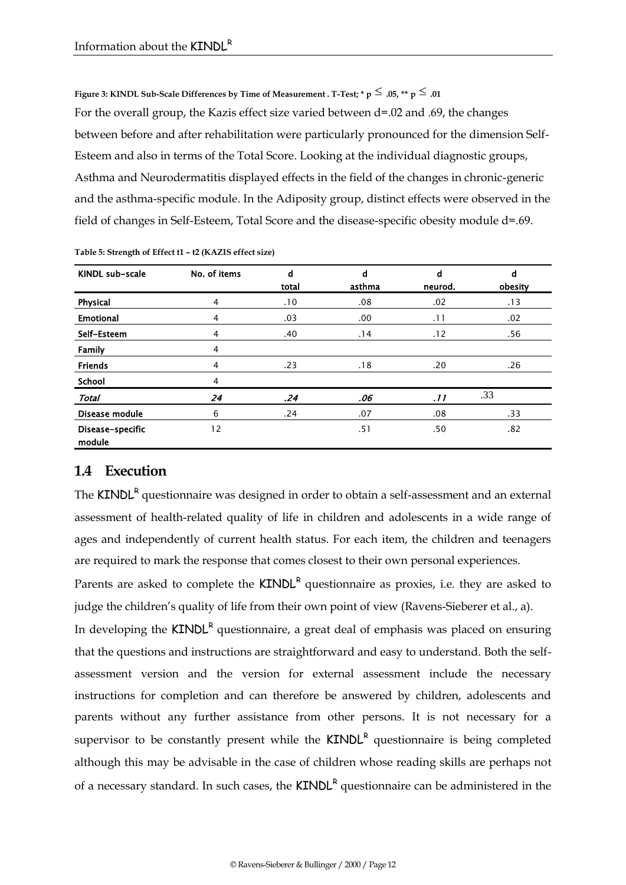**Figure 3: KINDL Sub-Scale Differences by Time of Measurement . T-Test; * p ≤ .05, ** p ≤ .01**

For the overall group, the Kazis effect size varied between d=.02 and .69, the changes between before and after rehabilitation were particularly pronounced for the dimension Self-Esteem and also in terms of the Total Score. Looking at the individual diagnostic groups, Asthma and Neurodermatitis displayed effects in the field of the changes in chronic-generic and the asthma-specific module. In the Adiposity group, distinct effects were observed in the field of changes in Self-Esteem, Total Score and the disease-specific obesity module d=.69.

**Table 5: Strength of Effect t1 – t2 (KAZIS effect size)**

| KINDL sub-scale | No. of items | d total | d asthma | d neurod. | d obesity |
|---|---|---|---|---|---|
| Physical | 4 | .10 | .08 | .02 | .13 |
| Emotional | 4 | .03 | .00 | .11 | .02 |
| Self-Esteem | 4 | .40 | .14 | .12 | .56 |
| Family | 4 | | | | |
| Friends | 4 | .23 | .18 | .20 | .26 |
| School | 4 | | | | |
| *Total* | *24* | *.24* | *.06* | *.11* | .33 |
| Disease module | 6 | .24 | .07 | .08 | .33 |
| Disease-specific module | 12 | | .51 | .50 | .82 |

## 1.4 Execution

The KINDL[R] questionnaire was designed in order to obtain a self-assessment and an external assessment of health-related quality of life in children and adolescents in a wide range of ages and independently of current health status. For each item, the children and teenagers are required to mark the response that comes closest to their own personal experiences.

Parents are asked to complete the KINDL[R] questionnaire as proxies, i.e. they are asked to judge the children's quality of life from their own point of view (Ravens-Sieberer et al., a).

In developing the KINDL[R] questionnaire, a great deal of emphasis was placed on ensuring that the questions and instructions are straightforward and easy to understand. Both the self-assessment version and the version for external assessment include the necessary instructions for completion and can therefore be answered by children, adolescents and parents without any further assistance from other persons. It is not necessary for a supervisor to be constantly present while the KINDL[R] questionnaire is being completed although this may be advisable in the case of children whose reading skills are perhaps not of a necessary standard. In such cases, the KINDL[R] questionnaire can be administered in the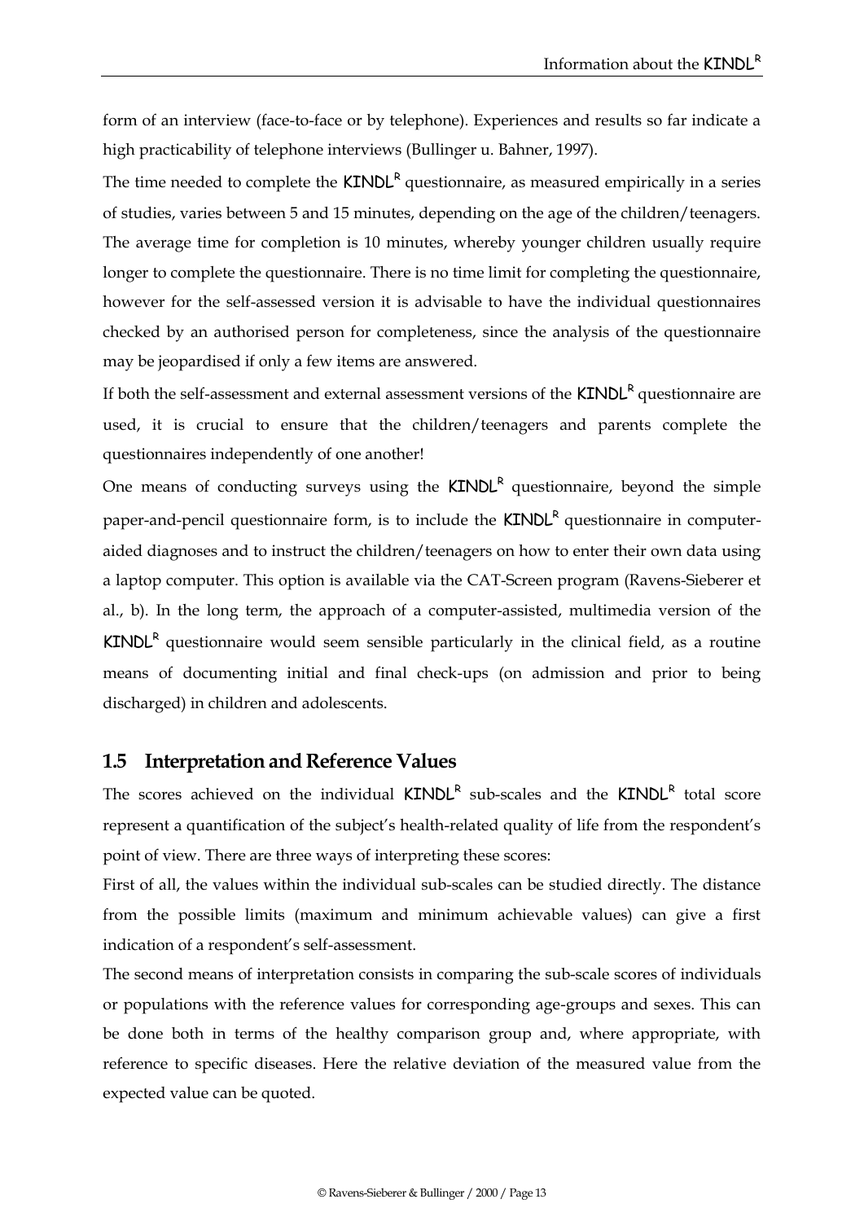form of an interview (face-to-face or by telephone). Experiences and results so far indicate a high practicability of telephone interviews (Bullinger u. Bahner, 1997).

The time needed to complete the KINDL$^R$ questionnaire, as measured empirically in a series of studies, varies between 5 and 15 minutes, depending on the age of the children/teenagers. The average time for completion is 10 minutes, whereby younger children usually require longer to complete the questionnaire. There is no time limit for completing the questionnaire, however for the self-assessed version it is advisable to have the individual questionnaires checked by an authorised person for completeness, since the analysis of the questionnaire may be jeopardised if only a few items are answered.

If both the self-assessment and external assessment versions of the KINDL$^R$ questionnaire are used, it is crucial to ensure that the children/teenagers and parents complete the questionnaires independently of one another!

One means of conducting surveys using the KINDL$^R$ questionnaire, beyond the simple paper-and-pencil questionnaire form, is to include the KINDL$^R$ questionnaire in computer-aided diagnoses and to instruct the children/teenagers on how to enter their own data using a laptop computer. This option is available via the CAT-Screen program (Ravens-Sieberer et al., b). In the long term, the approach of a computer-assisted, multimedia version of the KINDL$^R$ questionnaire would seem sensible particularly in the clinical field, as a routine means of documenting initial and final check-ups (on admission and prior to being discharged) in children and adolescents.

## 1.5 Interpretation and Reference Values

The scores achieved on the individual KINDL$^R$ sub-scales and the KINDL$^R$ total score represent a quantification of the subject's health-related quality of life from the respondent's point of view. There are three ways of interpreting these scores:

First of all, the values within the individual sub-scales can be studied directly. The distance from the possible limits (maximum and minimum achievable values) can give a first indication of a respondent's self-assessment.

The second means of interpretation consists in comparing the sub-scale scores of individuals or populations with the reference values for corresponding age-groups and sexes. This can be done both in terms of the healthy comparison group and, where appropriate, with reference to specific diseases. Here the relative deviation of the measured value from the expected value can be quoted.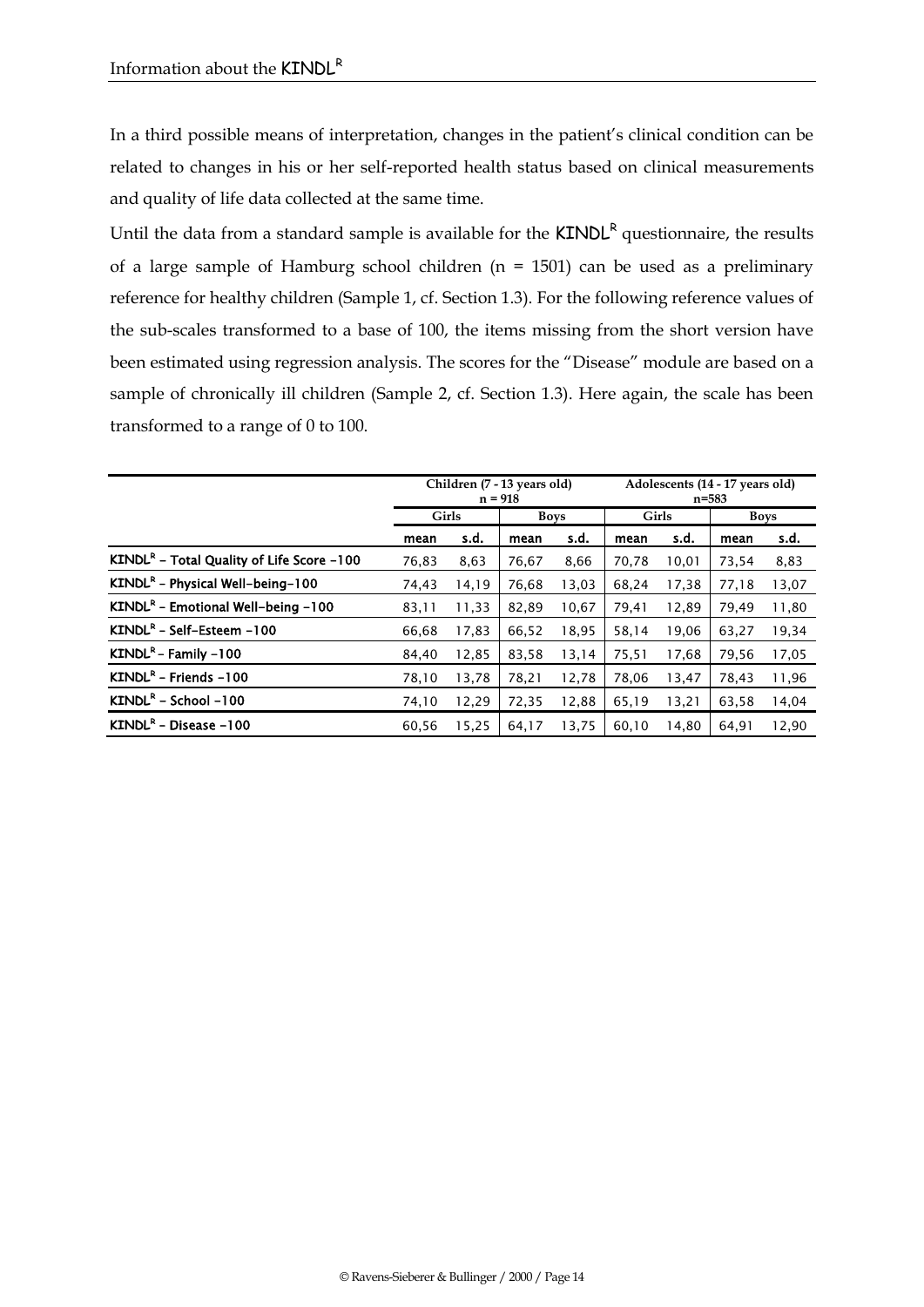In a third possible means of interpretation, changes in the patient's clinical condition can be related to changes in his or her self-reported health status based on clinical measurements and quality of life data collected at the same time.

Until the data from a standard sample is available for the **KINDL**[R] questionnaire, the results of a large sample of Hamburg school children (n = 1501) can be used as a preliminary reference for healthy children (Sample 1, cf. Section 1.3). For the following reference values of the sub-scales transformed to a base of 100, the items missing from the short version have been estimated using regression analysis. The scores for the "Disease" module are based on a sample of chronically ill children (Sample 2, cf. Section 1.3). Here again, the scale has been transformed to a range of 0 to 100.

| | Children (7 - 13 years old) n = 918 | | | | Adolescents (14 - 17 years old) n=583 | | | |
|---|---|---|---|---|---|---|---|---|
| | Girls | | Boys | | Girls | | Boys | |
| | mean | s.d. | mean | s.d. | mean | s.d. | mean | s.d. |
| **KINDL[R] – Total Quality of Life Score -100** | 76,83 | 8,63 | 76,67 | 8,66 | 70,78 | 10,01 | 73,54 | 8,83 |
| **KINDL[R] – Physical Well-being-100** | 74,43 | 14,19 | 76,68 | 13,03 | 68,24 | 17,38 | 77,18 | 13,07 |
| **KINDL[R] – Emotional Well-being -100** | 83,11 | 11,33 | 82,89 | 10,67 | 79,41 | 12,89 | 79,49 | 11,80 |
| **KINDL[R] – Self-Esteem -100** | 66,68 | 17,83 | 66,52 | 18,95 | 58,14 | 19,06 | 63,27 | 19,34 |
| **KINDL[R] – Family -100** | 84,40 | 12,85 | 83,58 | 13,14 | 75,51 | 17,68 | 79,56 | 17,05 |
| **KINDL[R] – Friends -100** | 78,10 | 13,78 | 78,21 | 12,78 | 78,06 | 13,47 | 78,43 | 11,96 |
| **KINDL[R] – School -100** | 74,10 | 12,29 | 72,35 | 12,88 | 65,19 | 13,21 | 63,58 | 14,04 |
| **KINDL[R] – Disease -100** | 60,56 | 15,25 | 64,17 | 13,75 | 60,10 | 14,80 | 64,91 | 12,90 |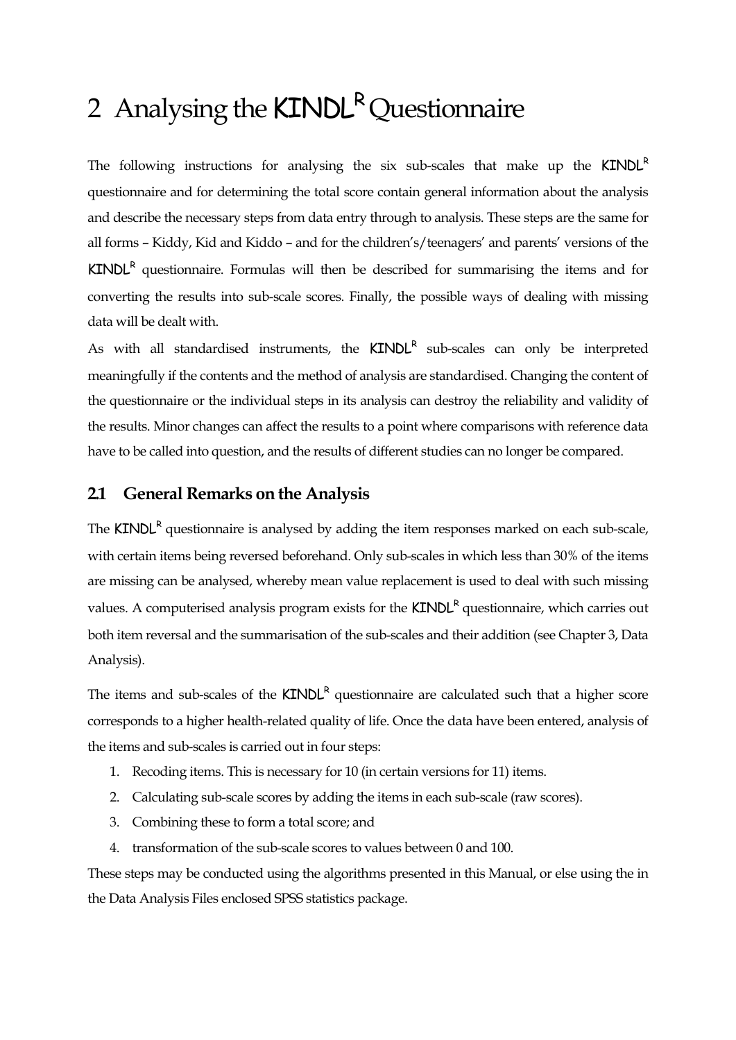# 2 Analysing the KINDL[R] Questionnaire

The following instructions for analysing the six sub-scales that make up the KINDL[R] questionnaire and for determining the total score contain general information about the analysis and describe the necessary steps from data entry through to analysis. These steps are the same for all forms – Kiddy, Kid and Kiddo – and for the children's/teenagers' and parents' versions of the KINDL[R] questionnaire. Formulas will then be described for summarising the items and for converting the results into sub-scale scores. Finally, the possible ways of dealing with missing data will be dealt with.

As with all standardised instruments, the KINDL[R] sub-scales can only be interpreted meaningfully if the contents and the method of analysis are standardised. Changing the content of the questionnaire or the individual steps in its analysis can destroy the reliability and validity of the results. Minor changes can affect the results to a point where comparisons with reference data have to be called into question, and the results of different studies can no longer be compared.

## 2.1 General Remarks on the Analysis

The KINDL[R] questionnaire is analysed by adding the item responses marked on each sub-scale, with certain items being reversed beforehand. Only sub-scales in which less than 30% of the items are missing can be analysed, whereby mean value replacement is used to deal with such missing values. A computerised analysis program exists for the KINDL[R] questionnaire, which carries out both item reversal and the summarisation of the sub-scales and their addition (see Chapter 3, Data Analysis).

The items and sub-scales of the KINDL[R] questionnaire are calculated such that a higher score corresponds to a higher health-related quality of life. Once the data have been entered, analysis of the items and sub-scales is carried out in four steps:

1. Recoding items. This is necessary for 10 (in certain versions for 11) items.
2. Calculating sub-scale scores by adding the items in each sub-scale (raw scores).
3. Combining these to form a total score; and
4. transformation of the sub-scale scores to values between 0 and 100.

These steps may be conducted using the algorithms presented in this Manual, or else using the in the Data Analysis Files enclosed SPSS statistics package.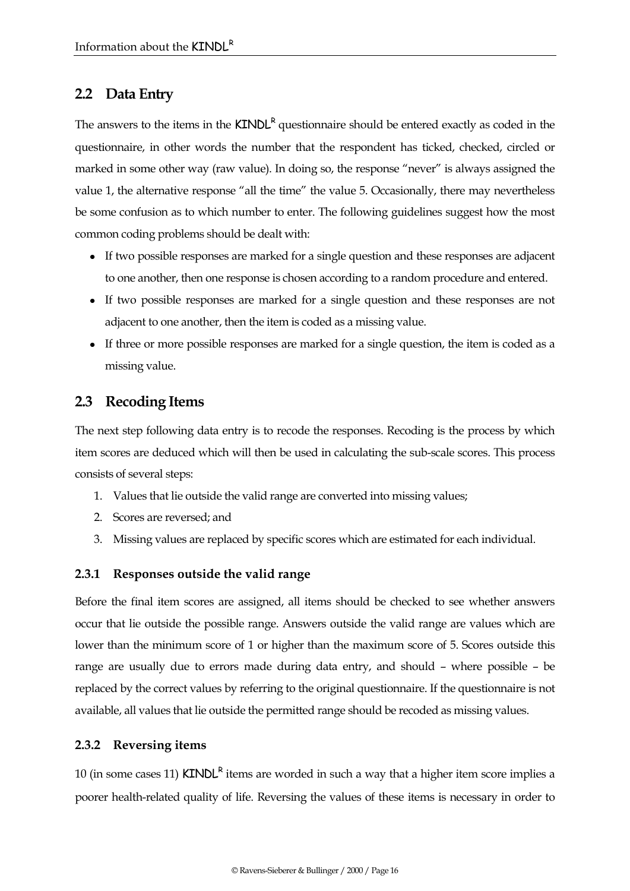## 2.2 Data Entry

The answers to the items in the KINDL[R] questionnaire should be entered exactly as coded in the questionnaire, in other words the number that the respondent has ticked, checked, circled or marked in some other way (raw value). In doing so, the response "never" is always assigned the value 1, the alternative response "all the time" the value 5. Occasionally, there may nevertheless be some confusion as to which number to enter. The following guidelines suggest how the most common coding problems should be dealt with:

- If two possible responses are marked for a single question and these responses are adjacent to one another, then one response is chosen according to a random procedure and entered.
- If two possible responses are marked for a single question and these responses are not adjacent to one another, then the item is coded as a missing value.
- If three or more possible responses are marked for a single question, the item is coded as a missing value.

## 2.3 Recoding Items

The next step following data entry is to recode the responses. Recoding is the process by which item scores are deduced which will then be used in calculating the sub-scale scores. This process consists of several steps:

1. Values that lie outside the valid range are converted into missing values;
2. Scores are reversed; and
3. Missing values are replaced by specific scores which are estimated for each individual.

### 2.3.1 Responses outside the valid range

Before the final item scores are assigned, all items should be checked to see whether answers occur that lie outside the possible range. Answers outside the valid range are values which are lower than the minimum score of 1 or higher than the maximum score of 5. Scores outside this range are usually due to errors made during data entry, and should – where possible – be replaced by the correct values by referring to the original questionnaire. If the questionnaire is not available, all values that lie outside the permitted range should be recoded as missing values.

### 2.3.2 Reversing items

10 (in some cases 11) KINDL[R] items are worded in such a way that a higher item score implies a poorer health-related quality of life. Reversing the values of these items is necessary in order to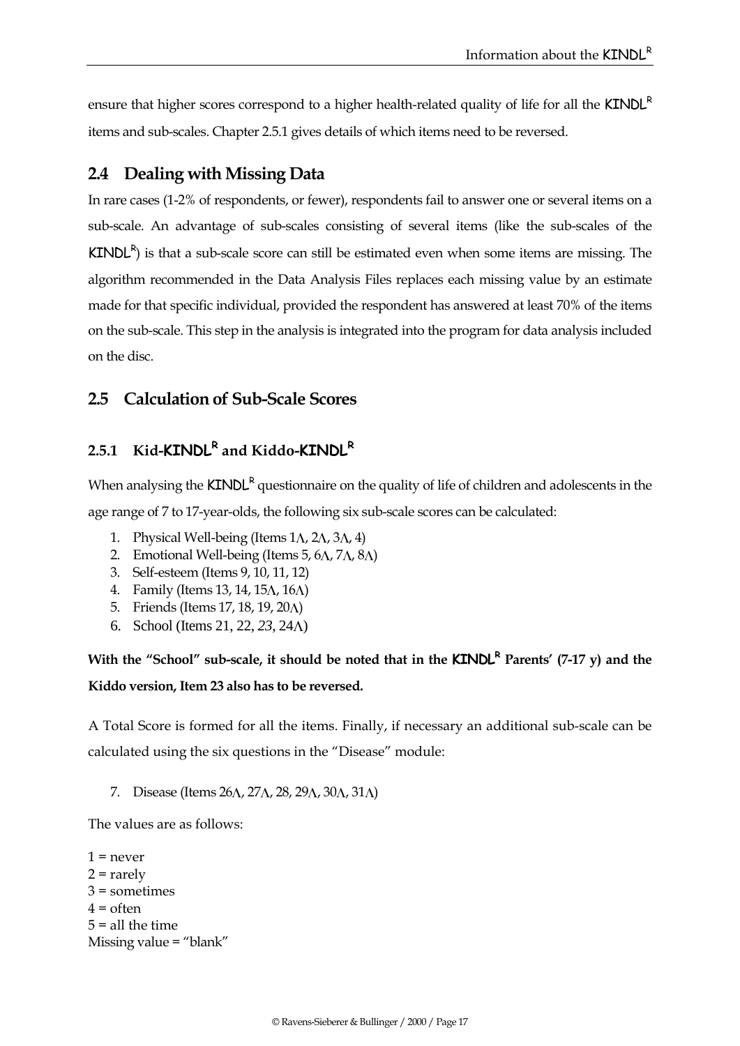ensure that higher scores correspond to a higher health-related quality of life for all the KINDL[R] items and sub-scales. Chapter 2.5.1 gives details of which items need to be reversed.

## 2.4 Dealing with Missing Data

In rare cases (1-2% of respondents, or fewer), respondents fail to answer one or several items on a sub-scale. An advantage of sub-scales consisting of several items (like the sub-scales of the KINDL[R]) is that a sub-scale score can still be estimated even when some items are missing. The algorithm recommended in the Data Analysis Files replaces each missing value by an estimate made for that specific individual, provided the respondent has answered at least 70% of the items on the sub-scale. This step in the analysis is integrated into the program for data analysis included on the disc.

## 2.5 Calculation of Sub-Scale Scores

### 2.5.1 Kid-KINDL[R] and Kiddo-KINDL[R]

When analysing the KINDL[R] questionnaire on the quality of life of children and adolescents in the age range of 7 to 17-year-olds, the following six sub-scale scores can be calculated:

1. Physical Well-being (Items 1Λ, 2Λ, 3Λ, 4)
2. Emotional Well-being (Items 5, 6Λ, 7Λ, 8Λ)
3. Self-esteem (Items 9, 10, 11, 12)
4. Family (Items 13, 14, 15Λ, 16Λ)
5. Friends (Items 17, 18, 19, 20Λ)
6. School (Items 21, 22, *23*, 24Λ)

**With the "School" sub-scale, it should be noted that in the KINDL[R] Parents' (7-17 y) and the Kiddo version, Item 23 also has to be reversed.**

A Total Score is formed for all the items. Finally, if necessary an additional sub-scale can be calculated using the six questions in the "Disease" module:

7. Disease (Items 26Λ, 27Λ, 28, 29Λ, 30Λ, 31Λ)

The values are as follows:

1 = never  
2 = rarely  
3 = sometimes  
4 = often  
5 = all the time  
Missing value = "blank"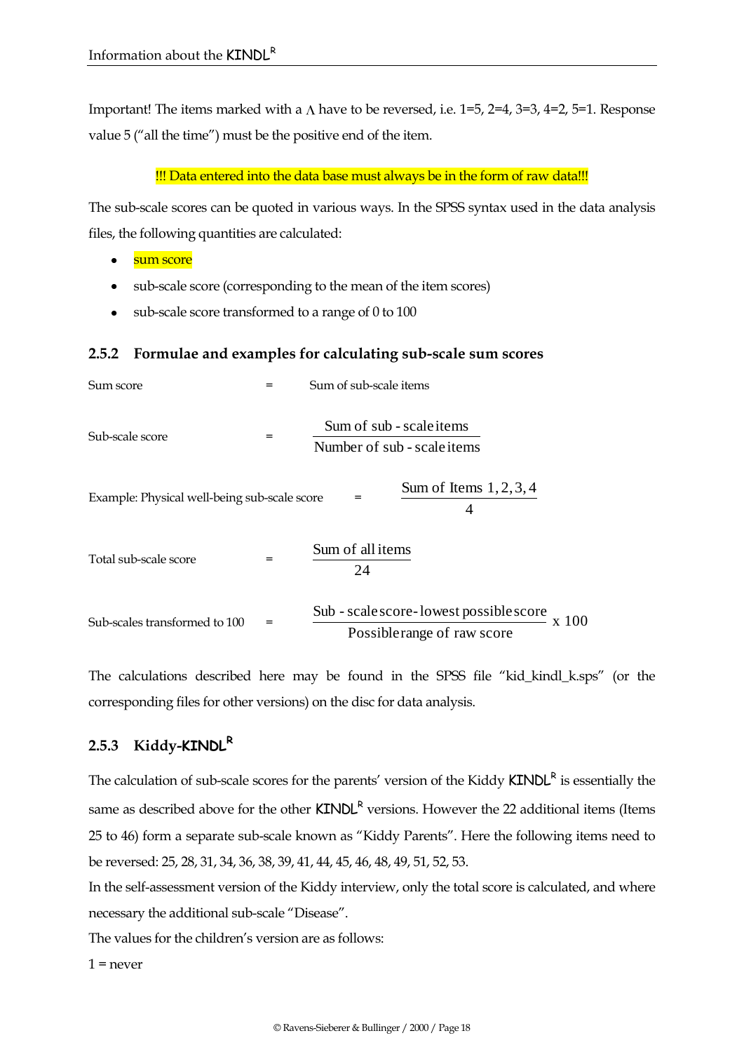Important! The items marked with a $\Lambda$ have to be reversed, i.e. 1=5, 2=4, 3=3, 4=2, 5=1. Response value 5 ("all the time") must be the positive end of the item.

!!! Data entered into the data base must always be in the form of raw data!!!

The sub-scale scores can be quoted in various ways. In the SPSS syntax used in the data analysis files, the following quantities are calculated:

- sum score
- sub-scale score (corresponding to the mean of the item scores)
- sub-scale score transformed to a range of 0 to 100

### 2.5.2 Formulae and examples for calculating sub-scale sum scores

Sum score = Sum of sub-scale items

$$\text{Sub-scale score} = \frac{\text{Sum of sub-scale items}}{\text{Number of sub-scale items}}$$

$$\text{Example: Physical well-being sub-scale score} = \frac{\text{Sum of Items } 1, 2, 3, 4}{4}$$

$$\text{Total sub-scale score} = \frac{\text{Sum of all items}}{24}$$

$$\text{Sub-scales transformed to 100} = \frac{\text{Sub-scale score} - \text{lowest possible score}}{\text{Possible range of raw score}} \times 100$$

The calculations described here may be found in the SPSS file "kid_kindl_k.sps" (or the corresponding files for other versions) on the disc for data analysis.

### 2.5.3 Kiddy-KINDL[R]

The calculation of sub-scale scores for the parents' version of the Kiddy KINDL[R] is essentially the same as described above for the other KINDL[R] versions. However the 22 additional items (Items 25 to 46) form a separate sub-scale known as "Kiddy Parents". Here the following items need to be reversed: 25, 28, 31, 34, 36, 38, 39, 41, 44, 45, 46, 48, 49, 51, 52, 53.

In the self-assessment version of the Kiddy interview, only the total score is calculated, and where necessary the additional sub-scale "Disease".

The values for the children's version are as follows:

1 = never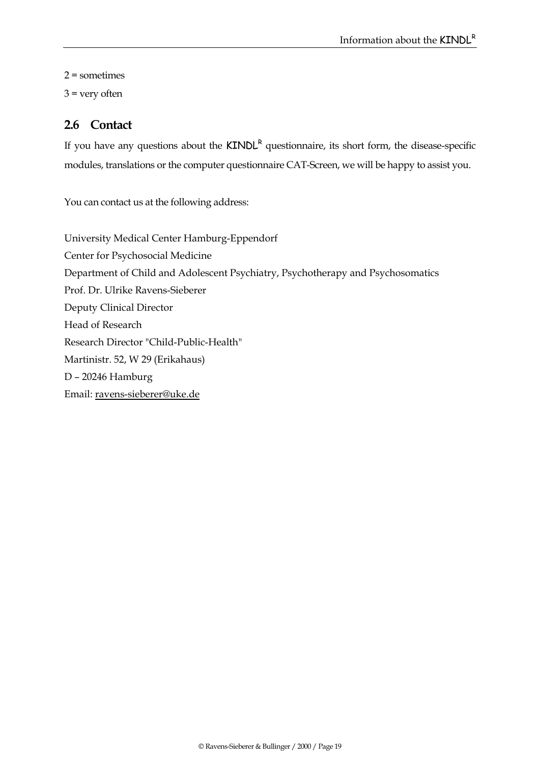2 = sometimes

3 = very often

## 2.6 Contact

If you have any questions about the KINDL[R] questionnaire, its short form, the disease-specific modules, translations or the computer questionnaire CAT-Screen, we will be happy to assist you.

You can contact us at the following address:

University Medical Center Hamburg-Eppendorf
Center for Psychosocial Medicine
Department of Child and Adolescent Psychiatry, Psychotherapy and Psychosomatics
Prof. Dr. Ulrike Ravens-Sieberer
Deputy Clinical Director
Head of Research
Research Director "Child-Public-Health"
Martinistr. 52, W 29 (Erikahaus)
D – 20246 Hamburg
Email: ravens-sieberer@uke.de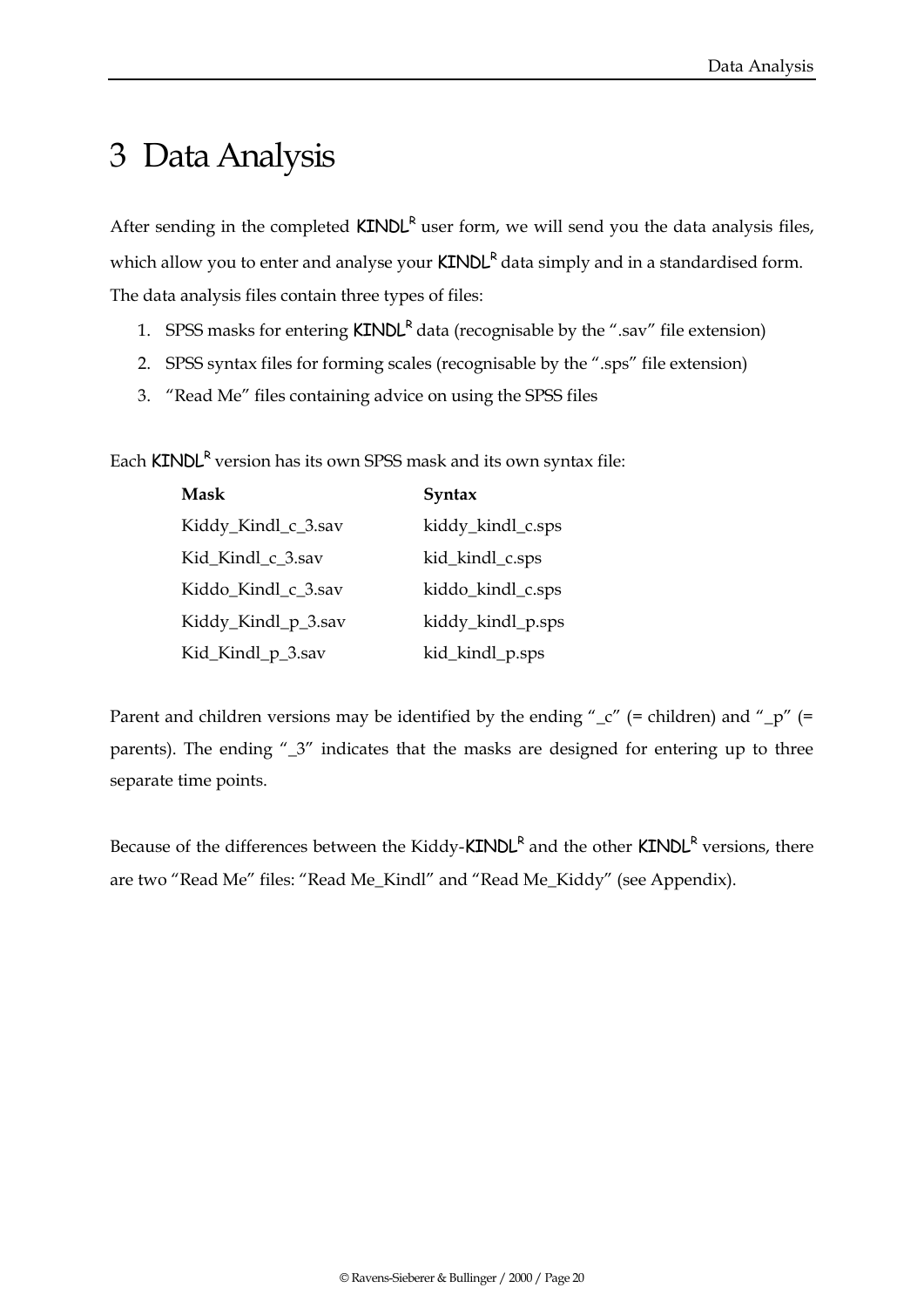# 3 Data Analysis

After sending in the completed KINDL[R] user form, we will send you the data analysis files, which allow you to enter and analyse your KINDL[R] data simply and in a standardised form. The data analysis files contain three types of files:

1. SPSS masks for entering KINDL[R] data (recognisable by the ".sav" file extension)
2. SPSS syntax files for forming scales (recognisable by the ".sps" file extension)
3. "Read Me" files containing advice on using the SPSS files

Each KINDL[R] version has its own SPSS mask and its own syntax file:

| Mask | Syntax |
|---|---|
| Kiddy_Kindl_c_3.sav | kiddy_kindl_c.sps |
| Kid_Kindl_c_3.sav | kid_kindl_c.sps |
| Kiddo_Kindl_c_3.sav | kiddo_kindl_c.sps |
| Kiddy_Kindl_p_3.sav | kiddy_kindl_p.sps |
| Kid_Kindl_p_3.sav | kid_kindl_p.sps |

Parent and children versions may be identified by the ending "_c" (= children) and "_p" (= parents). The ending "_3" indicates that the masks are designed for entering up to three separate time points.

Because of the differences between the Kiddy-KINDL[R] and the other KINDL[R] versions, there are two "Read Me" files: "Read Me_Kindl" and "Read Me_Kiddy" (see Appendix).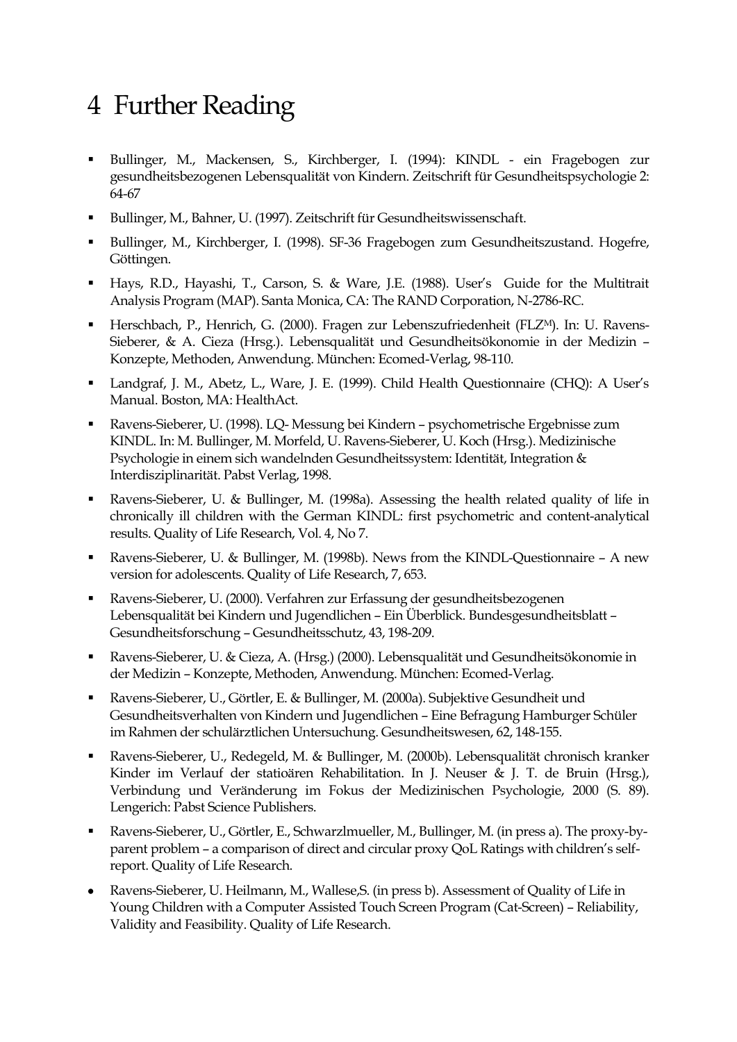# 4 Further Reading

- Bullinger, M., Mackensen, S., Kirchberger, I. (1994): KINDL - ein Fragebogen zur gesundheitsbezogenen Lebensqualität von Kindern. Zeitschrift für Gesundheitspsychologie 2: 64-67
- Bullinger, M., Bahner, U. (1997). Zeitschrift für Gesundheitswissenschaft.
- Bullinger, M., Kirchberger, I. (1998). SF-36 Fragebogen zum Gesundheitszustand. Hogefre, Göttingen.
- Hays, R.D., Hayashi, T., Carson, S. & Ware, J.E. (1988). User's Guide for the Multitrait Analysis Program (MAP). Santa Monica, CA: The RAND Corporation, N-2786-RC.
- Herschbach, P., Henrich, G. (2000). Fragen zur Lebenszufriedenheit (FLZ[M]). In: U. Ravens-Sieberer, & A. Cieza (Hrsg.). Lebensqualität und Gesundheitsökonomie in der Medizin – Konzepte, Methoden, Anwendung. München: Ecomed-Verlag, 98-110.
- Landgraf, J. M., Abetz, L., Ware, J. E. (1999). Child Health Questionnaire (CHQ): A User's Manual. Boston, MA: HealthAct.
- Ravens-Sieberer, U. (1998). LQ- Messung bei Kindern – psychometrische Ergebnisse zum KINDL. In: M. Bullinger, M. Morfeld, U. Ravens-Sieberer, U. Koch (Hrsg.). Medizinische Psychologie in einem sich wandelnden Gesundheitssystem: Identität, Integration & Interdisziplinarität. Pabst Verlag, 1998.
- Ravens-Sieberer, U. & Bullinger, M. (1998a). Assessing the health related quality of life in chronically ill children with the German KINDL: first psychometric and content-analytical results. Quality of Life Research, Vol. 4, No 7.
- Ravens-Sieberer, U. & Bullinger, M. (1998b). News from the KINDL-Questionnaire – A new version for adolescents. Quality of Life Research, 7, 653.
- Ravens-Sieberer, U. (2000). Verfahren zur Erfassung der gesundheitsbezogenen Lebensqualität bei Kindern und Jugendlichen – Ein Überblick. Bundesgesundheitsblatt – Gesundheitsforschung – Gesundheitsschutz, 43, 198-209.
- Ravens-Sieberer, U. & Cieza, A. (Hrsg.) (2000). Lebensqualität und Gesundheitsökonomie in der Medizin – Konzepte, Methoden, Anwendung. München: Ecomed-Verlag.
- Ravens-Sieberer, U., Görtler, E. & Bullinger, M. (2000a). Subjektive Gesundheit und Gesundheitsverhalten von Kindern und Jugendlichen – Eine Befragung Hamburger Schüler im Rahmen der schulärztlichen Untersuchung. Gesundheitswesen, 62, 148-155.
- Ravens-Sieberer, U., Redegeld, M. & Bullinger, M. (2000b). Lebensqualität chronisch kranker Kinder im Verlauf der statioären Rehabilitation. In J. Neuser & J. T. de Bruin (Hrsg.), Verbindung und Veränderung im Fokus der Medizinischen Psychologie, 2000 (S. 89). Lengerich: Pabst Science Publishers.
- Ravens-Sieberer, U., Görtler, E., Schwarzlmueller, M., Bullinger, M. (in press a). The proxy-by-parent problem – a comparison of direct and circular proxy QoL Ratings with children's self-report. Quality of Life Research.
- Ravens-Sieberer, U. Heilmann, M., Wallese,S. (in press b). Assessment of Quality of Life in Young Children with a Computer Assisted Touch Screen Program (Cat-Screen) – Reliability, Validity and Feasibility. Quality of Life Research.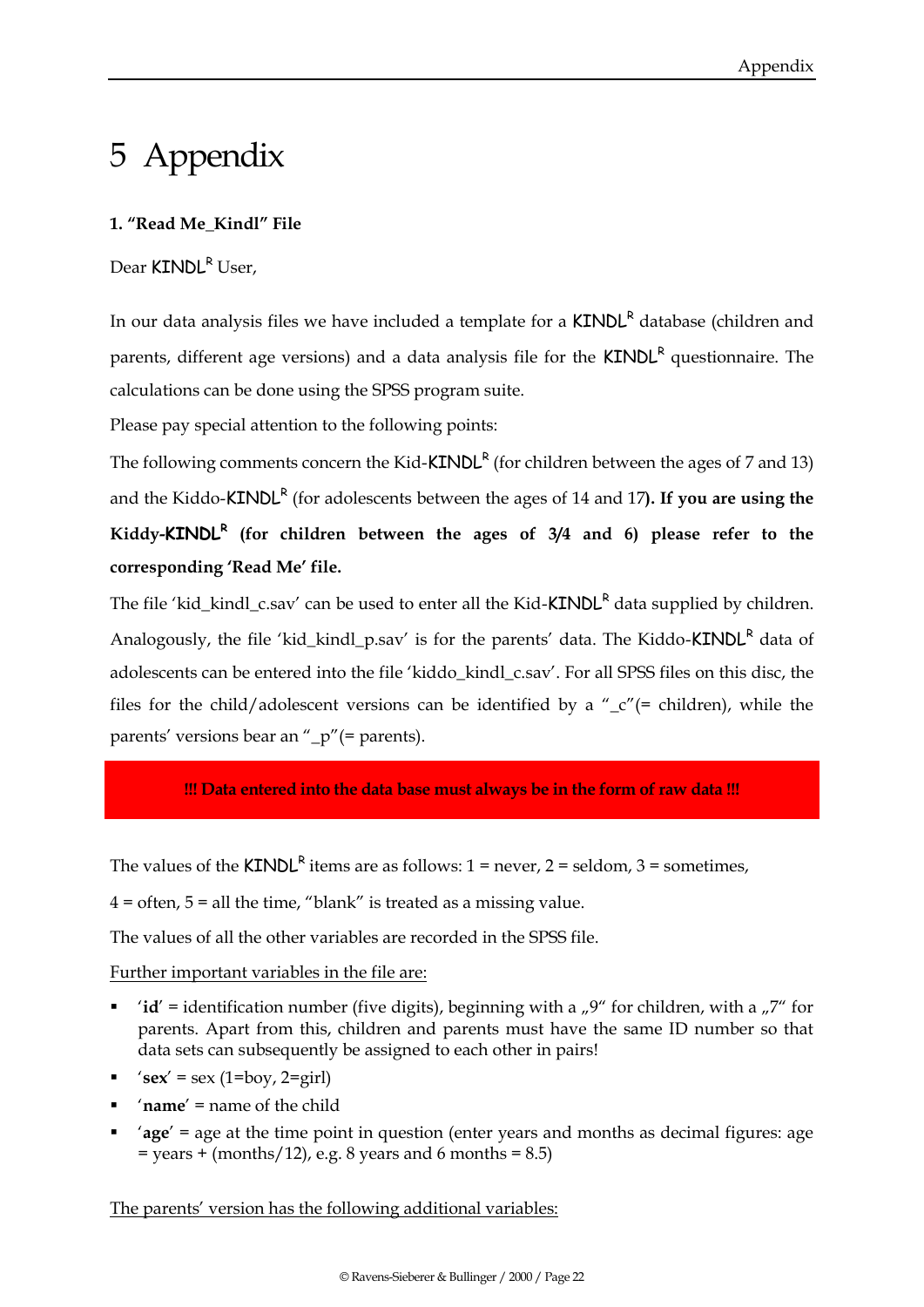# 5 Appendix

**1. "Read Me_Kindl" File**

Dear KINDL[R] User,

In our data analysis files we have included a template for a KINDL[R] database (children and parents, different age versions) and a data analysis file for the KINDL[R] questionnaire. The calculations can be done using the SPSS program suite.

Please pay special attention to the following points:

The following comments concern the Kid-KINDL[R] (for children between the ages of 7 and 13) and the Kiddo-KINDL[R] (for adolescents between the ages of 14 and 17**). If you are using the Kiddy-KINDL[R] (for children between the ages of 3/4 and 6) please refer to the corresponding 'Read Me' file.**

The file 'kid_kindl_c.sav' can be used to enter all the Kid-KINDL[R] data supplied by children. Analogously, the file 'kid_kindl_p.sav' is for the parents' data. The Kiddo-KINDL[R] data of adolescents can be entered into the file 'kiddo_kindl_c.sav'. For all SPSS files on this disc, the files for the child/adolescent versions can be identified by a "_c"(= children), while the parents' versions bear an "_p"(= parents).

**!!! Data entered into the data base must always be in the form of raw data !!!**

The values of the KINDL[R] items are as follows: 1 = never, 2 = seldom, 3 = sometimes, 4 = often, 5 = all the time, "blank" is treated as a missing value.

The values of all the other variables are recorded in the SPSS file.

Further important variables in the file are:

- '**id**' = identification number (five digits), beginning with a „9" for children, with a „7" for parents. Apart from this, children and parents must have the same ID number so that data sets can subsequently be assigned to each other in pairs!
- '**sex**' = sex (1=boy, 2=girl)
- '**name**' = name of the child
- '**age**' = age at the time point in question (enter years and months as decimal figures: age = years + (months/12), e.g. 8 years and 6 months = 8.5)

The parents' version has the following additional variables: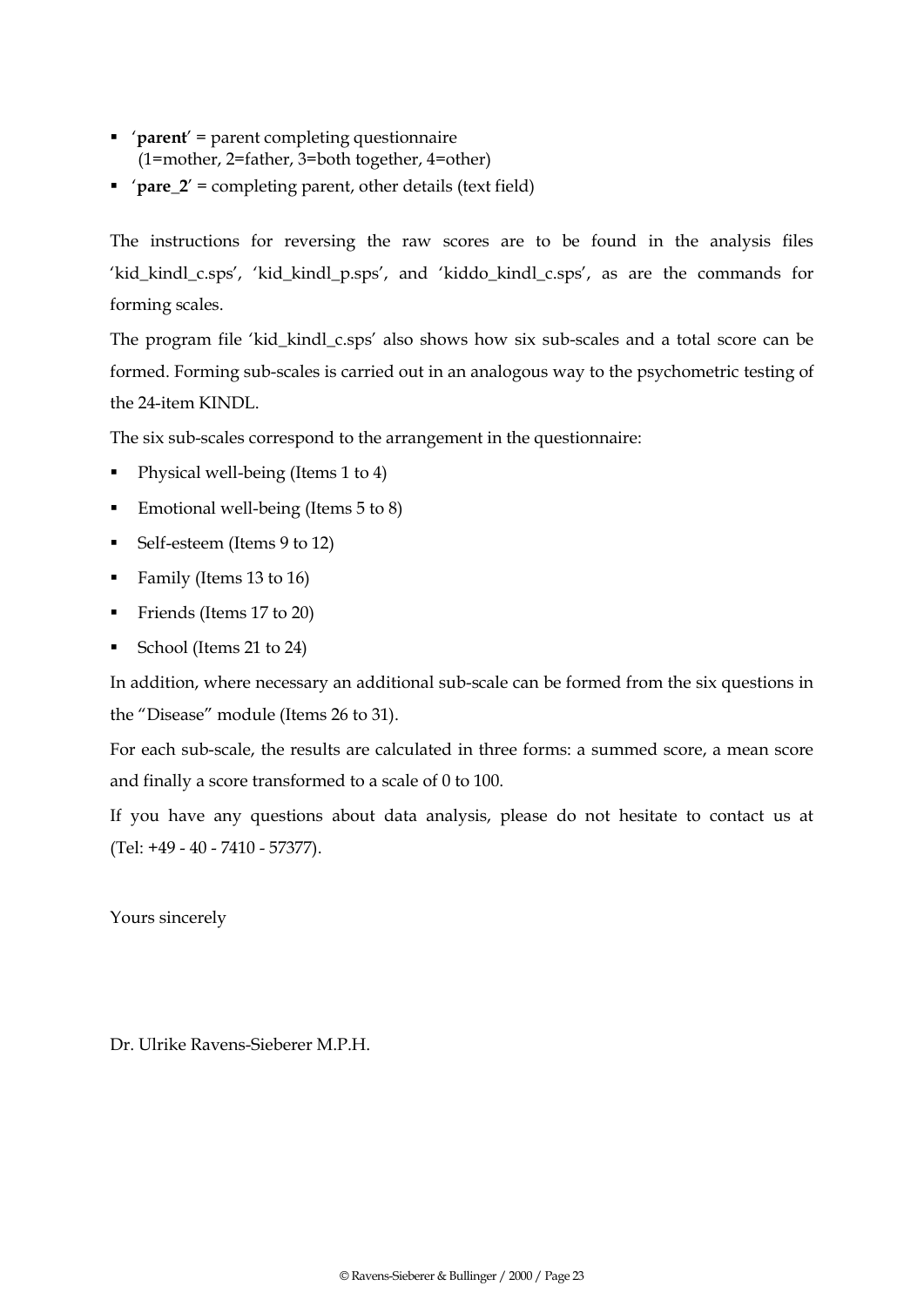- '**parent**' = parent completing questionnaire
  (1=mother, 2=father, 3=both together, 4=other)
- '**pare_2**' = completing parent, other details (text field)

The instructions for reversing the raw scores are to be found in the analysis files 'kid_kindl_c.sps', 'kid_kindl_p.sps', and 'kiddo_kindl_c.sps', as are the commands for forming scales.

The program file 'kid_kindl_c.sps' also shows how six sub-scales and a total score can be formed. Forming sub-scales is carried out in an analogous way to the psychometric testing of the 24-item KINDL.

The six sub-scales correspond to the arrangement in the questionnaire:

- Physical well-being (Items 1 to 4)
- Emotional well-being (Items 5 to 8)
- Self-esteem (Items 9 to 12)
- Family (Items 13 to 16)
- Friends (Items 17 to 20)
- School (Items 21 to 24)

In addition, where necessary an additional sub-scale can be formed from the six questions in the "Disease" module (Items 26 to 31).

For each sub-scale, the results are calculated in three forms: a summed score, a mean score and finally a score transformed to a scale of 0 to 100.

If you have any questions about data analysis, please do not hesitate to contact us at (Tel: +49 - 40 - 7410 - 57377).

Yours sincerely

Dr. Ulrike Ravens-Sieberer M.P.H.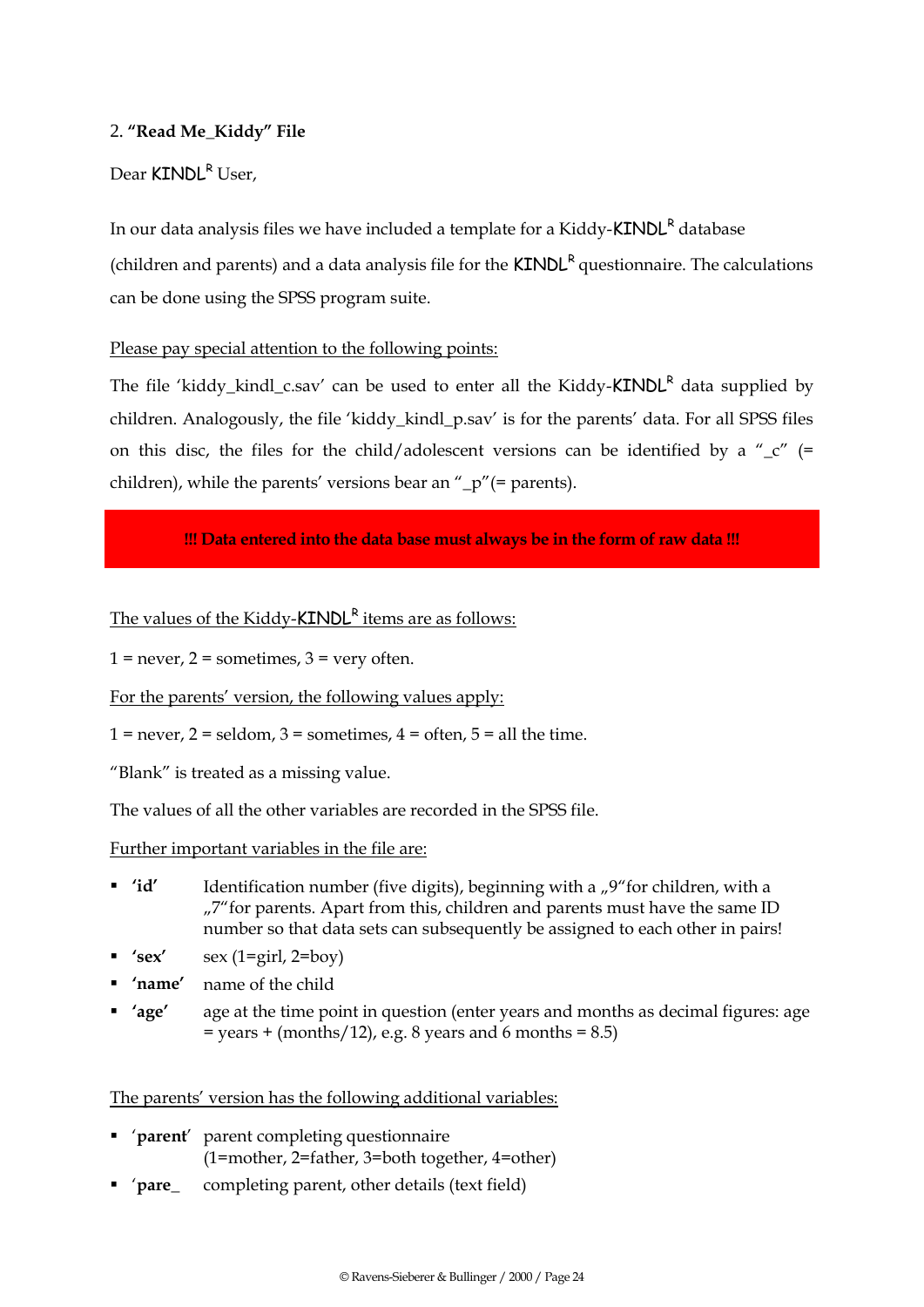## 2. **"Read Me_Kiddy" File**

Dear KINDL[R] User,

In our data analysis files we have included a template for a Kiddy-KINDL[R] database (children and parents) and a data analysis file for the KINDL[R] questionnaire. The calculations can be done using the SPSS program suite.

Please pay special attention to the following points:

The file 'kiddy_kindl_c.sav' can be used to enter all the Kiddy-KINDL[R] data supplied by children. Analogously, the file 'kiddy_kindl_p.sav' is for the parents' data. For all SPSS files on this disc, the files for the child/adolescent versions can be identified by a "_c" (= children), while the parents' versions bear an "_p"(= parents).

**!!! Data entered into the data base must always be in the form of raw data !!!**

The values of the Kiddy-KINDL[R] items are as follows:

1 = never, 2 = sometimes, 3 = very often.

For the parents' version, the following values apply:

1 = never, 2 = seldom, 3 = sometimes, 4 = often, 5 = all the time.

"Blank" is treated as a missing value.

The values of all the other variables are recorded in the SPSS file.

Further important variables in the file are:

- **'id'** Identification number (five digits), beginning with a „9"for children, with a „7"for parents. Apart from this, children and parents must have the same ID number so that data sets can subsequently be assigned to each other in pairs!
- **'sex'** sex (1=girl, 2=boy)
- **'name'** name of the child
- **'age'** age at the time point in question (enter years and months as decimal figures: age = years + (months/12), e.g. 8 years and 6 months = 8.5)

The parents' version has the following additional variables:

- '**parent**' parent completing questionnaire (1=mother, 2=father, 3=both together, 4=other)
- '**pare_** completing parent, other details (text field)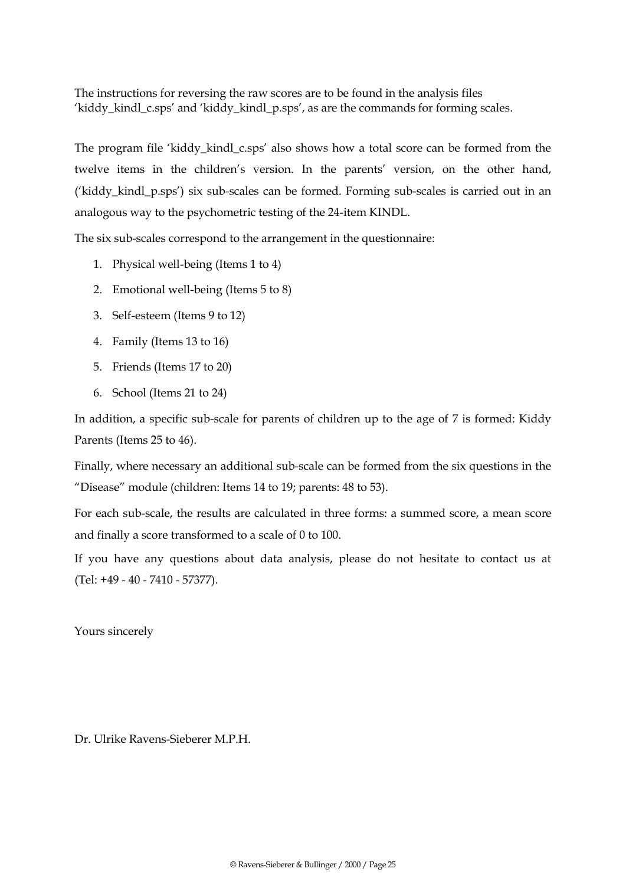The instructions for reversing the raw scores are to be found in the analysis files 'kiddy_kindl_c.sps' and 'kiddy_kindl_p.sps', as are the commands for forming scales.

The program file 'kiddy_kindl_c.sps' also shows how a total score can be formed from the twelve items in the children's version. In the parents' version, on the other hand, ('kiddy_kindl_p.sps') six sub-scales can be formed. Forming sub-scales is carried out in an analogous way to the psychometric testing of the 24-item KINDL.

The six sub-scales correspond to the arrangement in the questionnaire:

1. Physical well-being (Items 1 to 4)
2. Emotional well-being (Items 5 to 8)
3. Self-esteem (Items 9 to 12)
4. Family (Items 13 to 16)
5. Friends (Items 17 to 20)
6. School (Items 21 to 24)

In addition, a specific sub-scale for parents of children up to the age of 7 is formed: Kiddy Parents (Items 25 to 46).

Finally, where necessary an additional sub-scale can be formed from the six questions in the "Disease" module (children: Items 14 to 19; parents: 48 to 53).

For each sub-scale, the results are calculated in three forms: a summed score, a mean score and finally a score transformed to a scale of 0 to 100.

If you have any questions about data analysis, please do not hesitate to contact us at (Tel: +49 - 40 - 7410 - 57377).

Yours sincerely

Dr. Ulrike Ravens-Sieberer M.P.H.